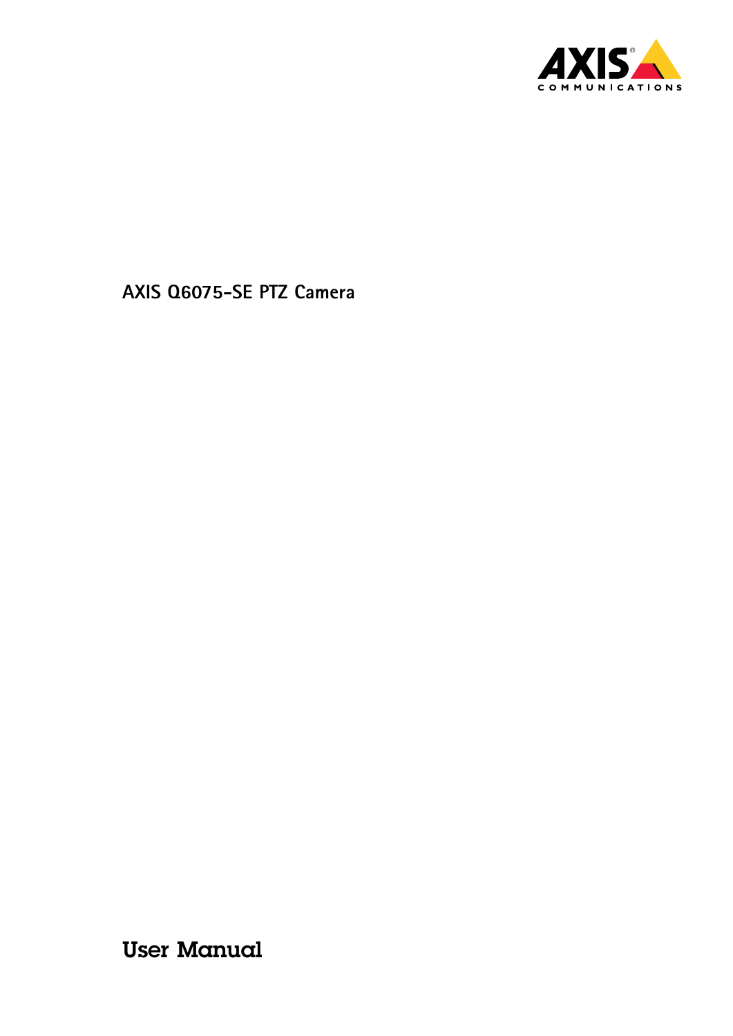# AXIS Q6075-SE PTZ Camera

## User Manual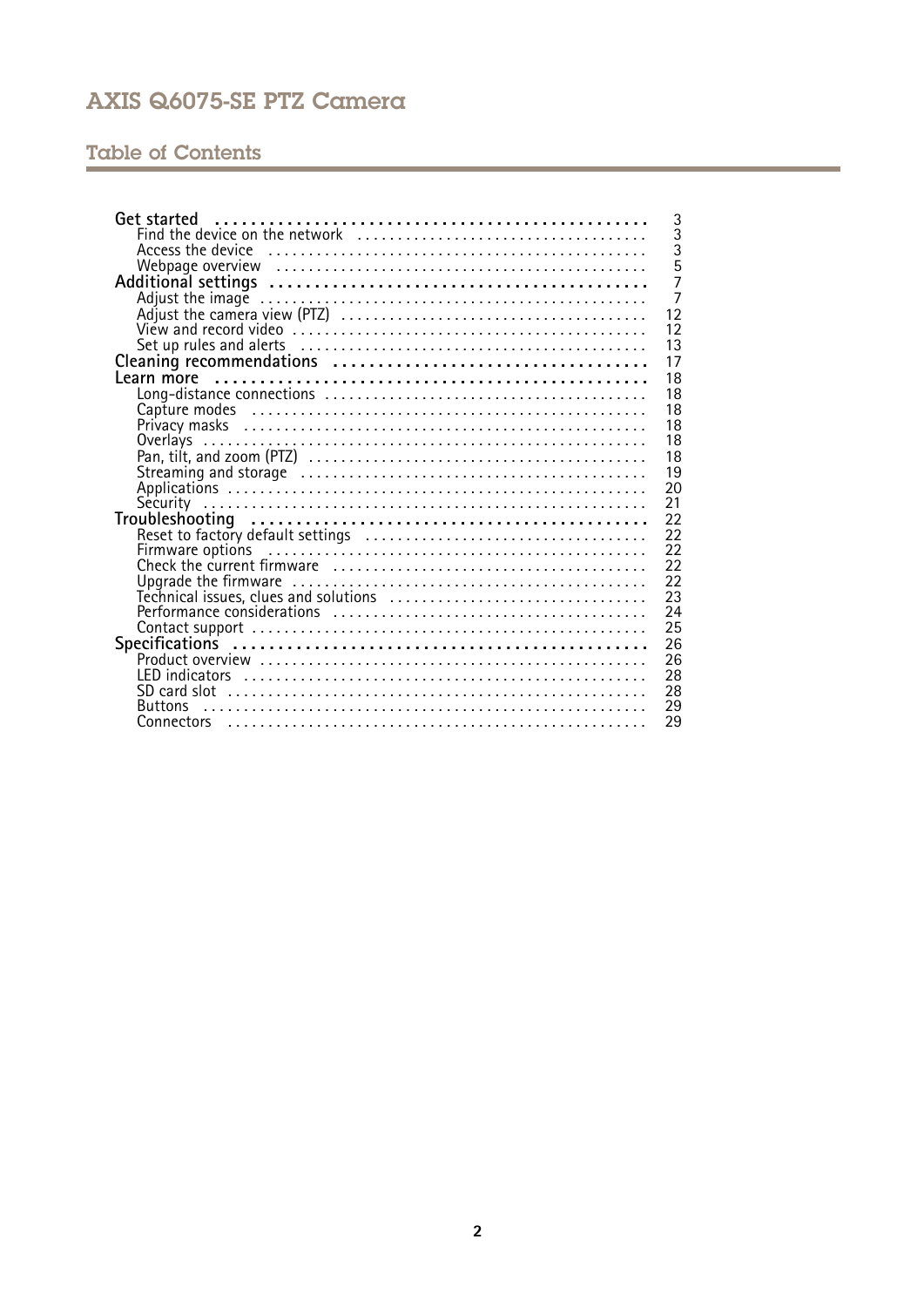## Table of Contents

| | |
|---|---|
| **Get started** | 3 |
| Find the device on the network | 3 |
| Access the device | 3 |
| Webpage overview | 5 |
| **Additional settings** | 7 |
| Adjust the image | 7 |
| Adjust the camera view (PTZ) | 12 |
| View and record video | 12 |
| Set up rules and alerts | 13 |
| **Cleaning recommendations** | 17 |
| **Learn more** | 18 |
| Long-distance connections | 18 |
| Capture modes | 18 |
| Privacy masks | 18 |
| Overlays | 18 |
| Pan, tilt, and zoom (PTZ) | 18 |
| Streaming and storage | 19 |
| Applications | 20 |
| Security | 21 |
| **Troubleshooting** | 22 |
| Reset to factory default settings | 22 |
| Firmware options | 22 |
| Check the current firmware | 22 |
| Upgrade the firmware | 22 |
| Technical issues, clues and solutions | 23 |
| Performance considerations | 24 |
| Contact support | 25 |
| **Specifications** | 26 |
| Product overview | 26 |
| LED indicators | 28 |
| SD card slot | 28 |
| Buttons | 29 |
| Connectors | 29 |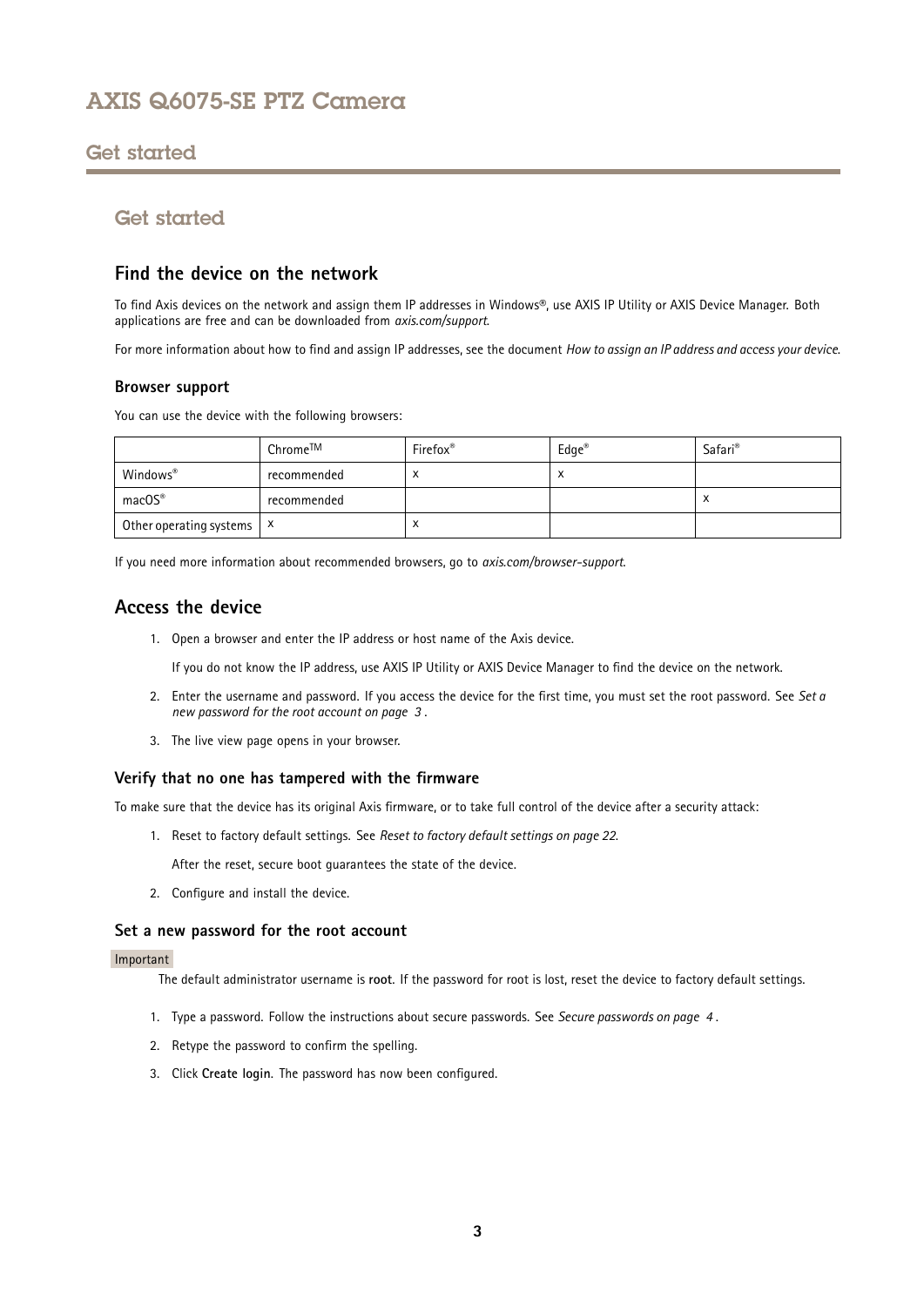# Get started

## Find the device on the network

To find Axis devices on the network and assign them IP addresses in Windows®, use AXIS IP Utility or AXIS Device Manager. Both applications are free and can be downloaded from *axis.com/support*.

For more information about how to find and assign IP addresses, see the document *How to assign an IP address and access your device*.

### Browser support

You can use the device with the following browsers:

| | Chrome™ | Firefox® | Edge® | Safari® |
|---|---|---|---|---|
| Windows® | recommended | x | x | |
| macOS® | recommended | | | x |
| Other operating systems | x | x | | |

If you need more information about recommended browsers, go to *axis.com/browser-support*.

## Access the device

1. Open a browser and enter the IP address or host name of the Axis device.

   If you do not know the IP address, use AXIS IP Utility or AXIS Device Manager to find the device on the network.

2. Enter the username and password. If you access the device for the first time, you must set the root password. See *Set a new password for the root account on page 3* .

3. The live view page opens in your browser.

### Verify that no one has tampered with the firmware

To make sure that the device has its original Axis firmware, or to take full control of the device after a security attack:

1. Reset to factory default settings. See *Reset to factory default settings on page 22*.

   After the reset, secure boot guarantees the state of the device.

2. Configure and install the device.

### Set a new password for the root account

Important

The default administrator username is **root**. If the password for root is lost, reset the device to factory default settings.

1. Type a password. Follow the instructions about secure passwords. See *Secure passwords on page 4* .

2. Retype the password to confirm the spelling.

3. Click **Create login**. The password has now been configured.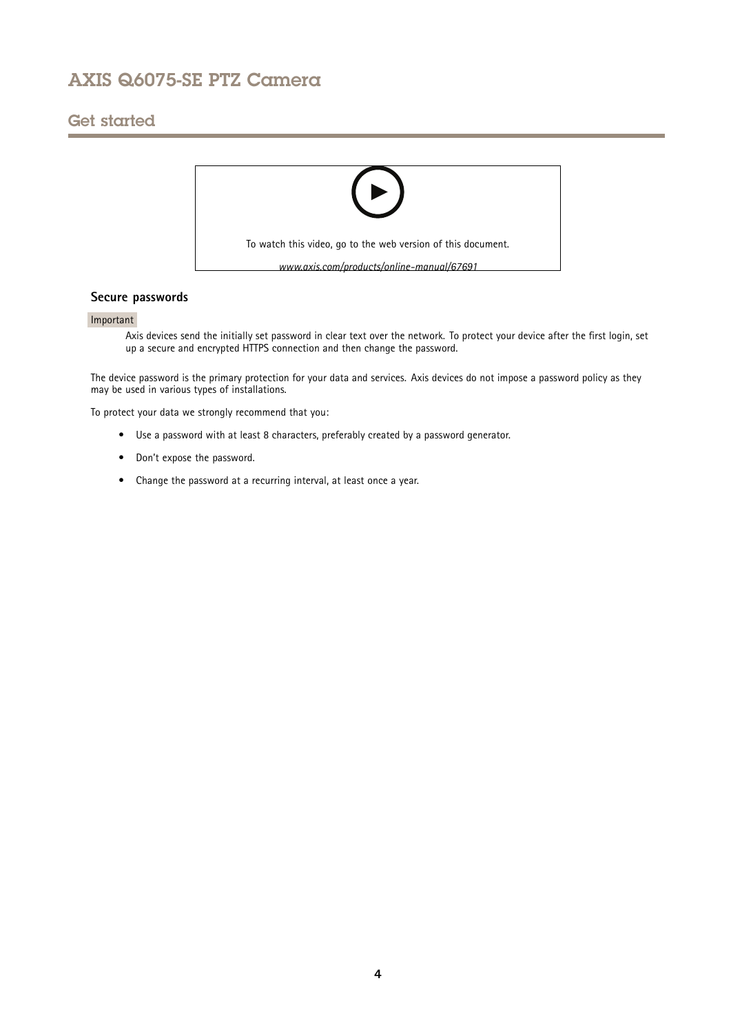To watch this video, go to the web version of this document.

*www.axis.com/products/online-manual/67691*

### Secure passwords

Important

Axis devices send the initially set password in clear text over the network. To protect your device after the first login, set up a secure and encrypted HTTPS connection and then change the password.

The device password is the primary protection for your data and services. Axis devices do not impose a password policy as they may be used in various types of installations.

To protect your data we strongly recommend that you:

- Use a password with at least 8 characters, preferably created by a password generator.
- Don't expose the password.
- Change the password at a recurring interval, at least once a year.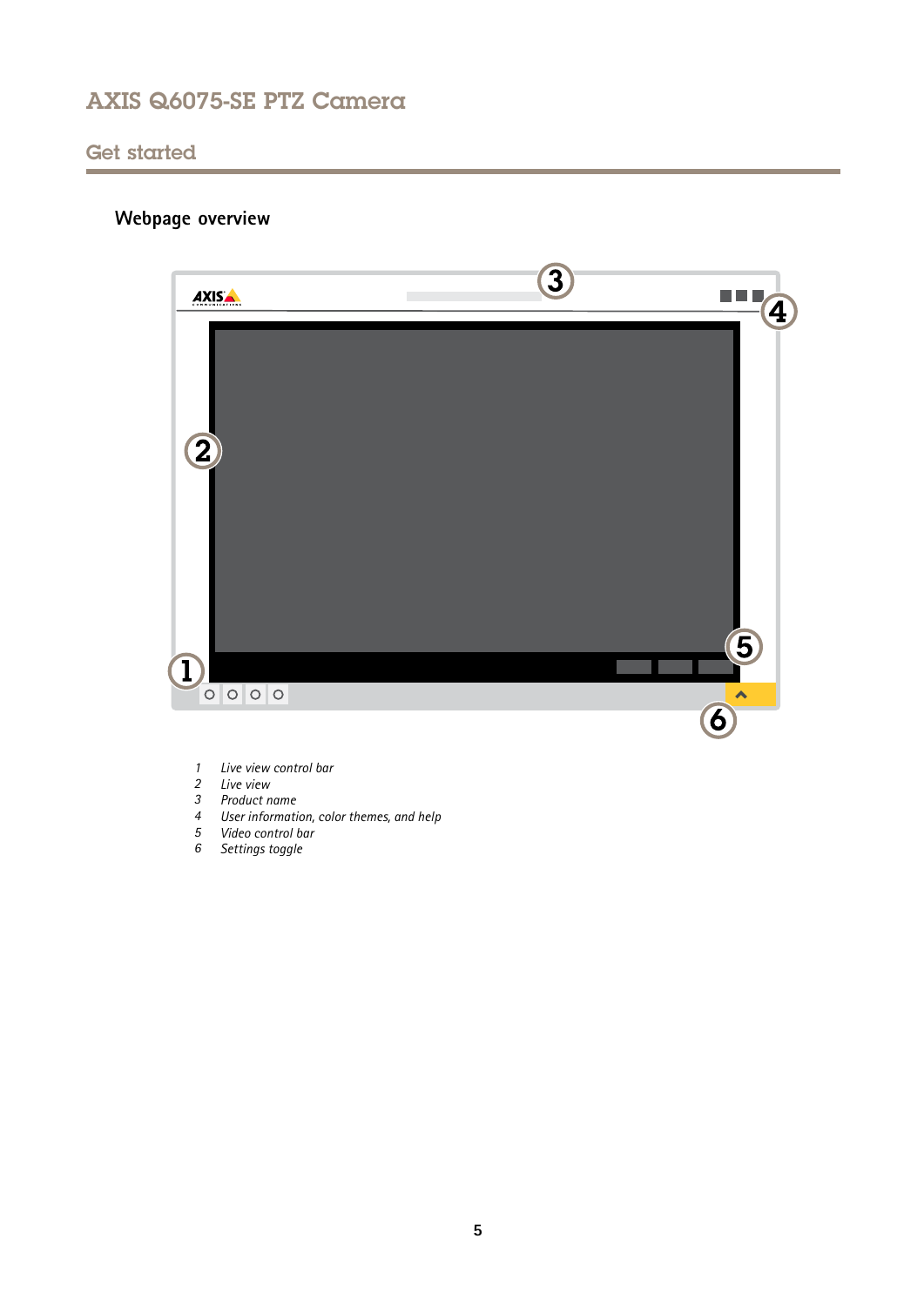## Webpage overview

1. *Live view control bar*
2. *Live view*
3. *Product name*
4. *User information, color themes, and help*
5. *Video control bar*
6. *Settings toggle*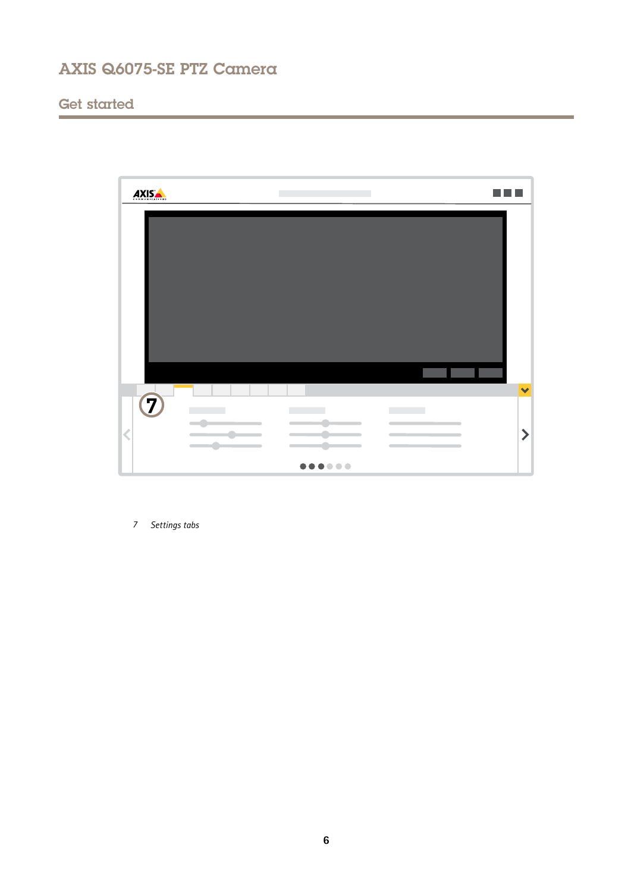7    *Settings tabs*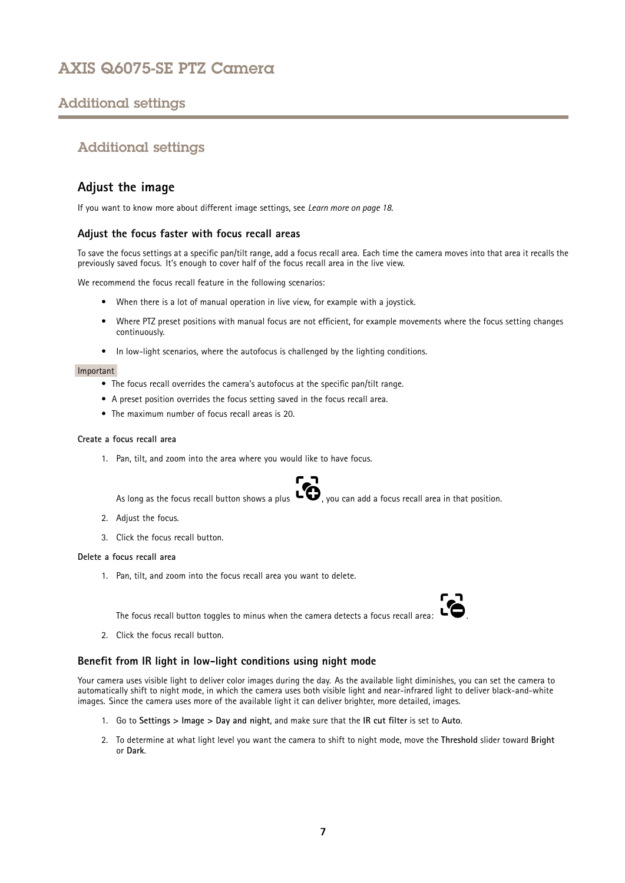# Additional settings

## Adjust the image

If you want to know more about different image settings, see *Learn more on page 18*.

### Adjust the focus faster with focus recall areas

To save the focus settings at a specific pan/tilt range, add a focus recall area. Each time the camera moves into that area it recalls the previously saved focus. It's enough to cover half of the focus recall area in the live view.

We recommend the focus recall feature in the following scenarios:

- When there is a lot of manual operation in live view, for example with a joystick.
- Where PTZ preset positions with manual focus are not efficient, for example movements where the focus setting changes continuously.
- In low-light scenarios, where the autofocus is challenged by the lighting conditions.

Important

- The focus recall overrides the camera's autofocus at the specific pan/tilt range.
- A preset position overrides the focus setting saved in the focus recall area.
- The maximum number of focus recall areas is 20.

**Create a focus recall area**

1. Pan, tilt, and zoom into the area where you would like to have focus.

   As long as the focus recall button shows a plus, you can add a focus recall area in that position.

2. Adjust the focus.
3. Click the focus recall button.

**Delete a focus recall area**

1. Pan, tilt, and zoom into the focus recall area you want to delete.

   The focus recall button toggles to minus when the camera detects a focus recall area: .

2. Click the focus recall button.

### Benefit from IR light in low-light conditions using night mode

Your camera uses visible light to deliver color images during the day. As the available light diminishes, you can set the camera to automatically shift to night mode, in which the camera uses both visible light and near-infrared light to deliver black-and-white images. Since the camera uses more of the available light it can deliver brighter, more detailed, images.

1. Go to **Settings > Image > Day and night**, and make sure that the **IR cut filter** is set to **Auto**.
2. To determine at what light level you want the camera to shift to night mode, move the **Threshold** slider toward **Bright** or **Dark**.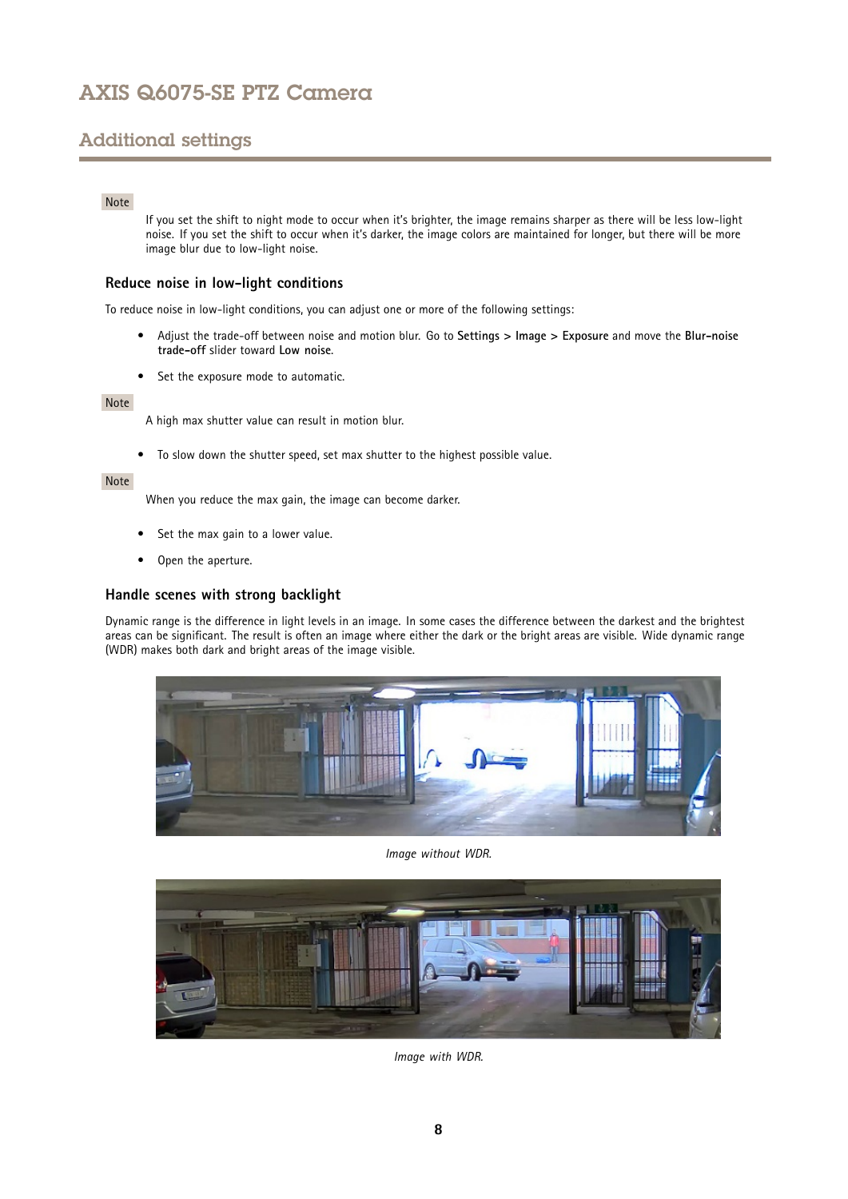## Additional settings

Note

If you set the shift to night mode to occur when it's brighter, the image remains sharper as there will be less low-light noise. If you set the shift to occur when it's darker, the image colors are maintained for longer, but there will be more image blur due to low-light noise.

### Reduce noise in low-light conditions

To reduce noise in low-light conditions, you can adjust one or more of the following settings:

- Adjust the trade-off between noise and motion blur. Go to **Settings > Image > Exposure** and move the **Blur-noise trade-off** slider toward **Low noise**.
- Set the exposure mode to automatic.

Note

A high max shutter value can result in motion blur.

- To slow down the shutter speed, set max shutter to the highest possible value.

Note

When you reduce the max gain, the image can become darker.

- Set the max gain to a lower value.
- Open the aperture.

### Handle scenes with strong backlight

Dynamic range is the difference in light levels in an image. In some cases the difference between the darkest and the brightest areas can be significant. The result is often an image where either the dark or the bright areas are visible. Wide dynamic range (WDR) makes both dark and bright areas of the image visible.

*Image without WDR.*

*Image with WDR.*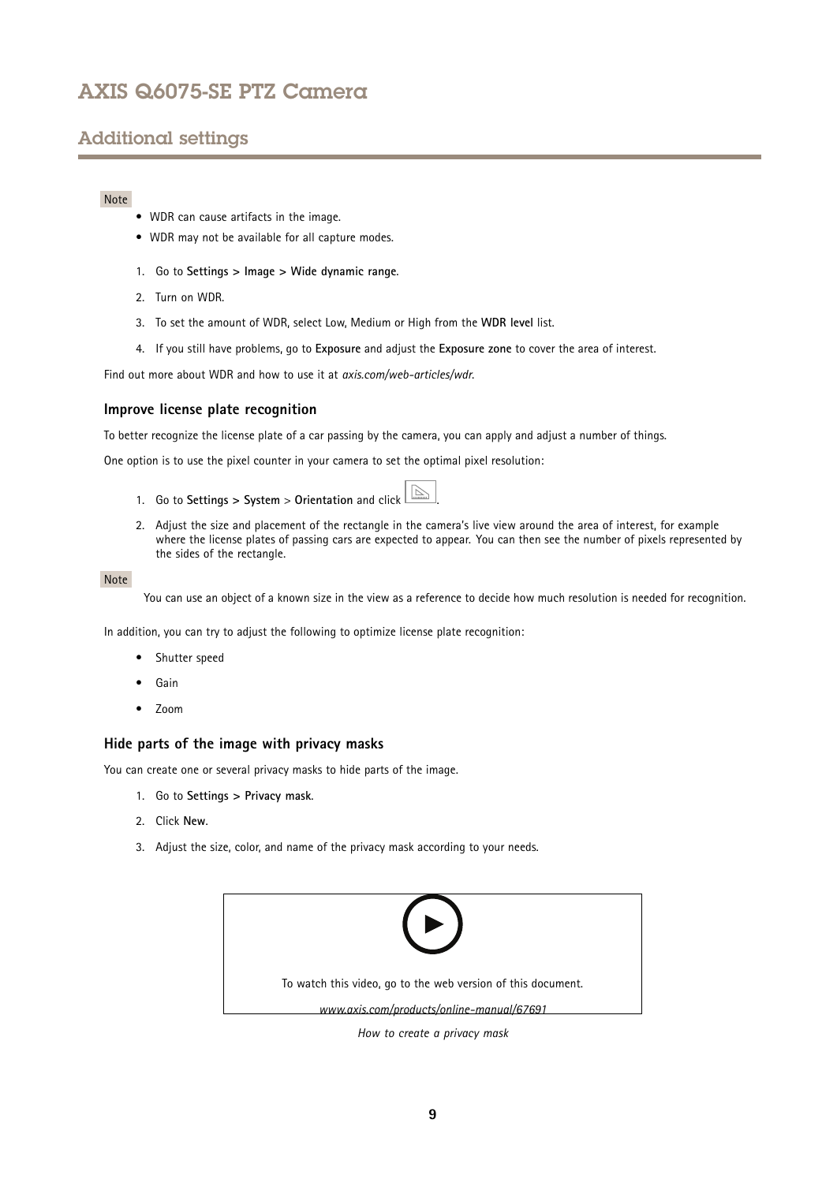## Additional settings

Note

- WDR can cause artifacts in the image.
- WDR may not be available for all capture modes.

1. Go to **Settings > Image > Wide dynamic range**.
2. Turn on WDR.
3. To set the amount of WDR, select Low, Medium or High from the **WDR level** list.
4. If you still have problems, go to **Exposure** and adjust the **Exposure zone** to cover the area of interest.

Find out more about WDR and how to use it at *axis.com/web-articles/wdr*.

### Improve license plate recognition

To better recognize the license plate of a car passing by the camera, you can apply and adjust a number of things.

One option is to use the pixel counter in your camera to set the optimal pixel resolution:

1. Go to **Settings > System** > **Orientation** and click .
2. Adjust the size and placement of the rectangle in the camera's live view around the area of interest, for example where the license plates of passing cars are expected to appear. You can then see the number of pixels represented by the sides of the rectangle.

Note

You can use an object of a known size in the view as a reference to decide how much resolution is needed for recognition.

In addition, you can try to adjust the following to optimize license plate recognition:

- Shutter speed
- Gain
- Zoom

### Hide parts of the image with privacy masks

You can create one or several privacy masks to hide parts of the image.

1. Go to **Settings > Privacy mask**.
2. Click **New**.
3. Adjust the size, color, and name of the privacy mask according to your needs.

To watch this video, go to the web version of this document.

*www.axis.com/products/online-manual/67691*

*How to create a privacy mask*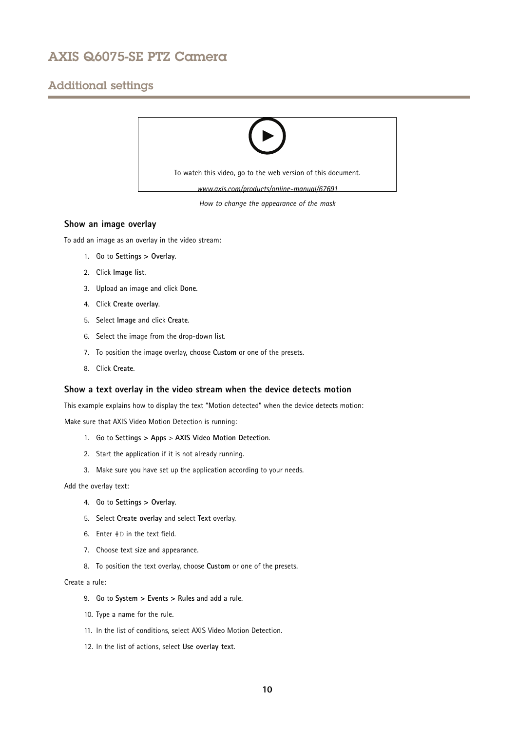To watch this video, go to the web version of this document.

*www.axis.com/products/online-manual/67691*

*How to change the appearance of the mask*

### Show an image overlay

To add an image as an overlay in the video stream:

1. Go to **Settings > Overlay**.
2. Click **Image list**.
3. Upload an image and click **Done**.
4. Click **Create overlay**.
5. Select **Image** and click **Create**.
6. Select the image from the drop-down list.
7. To position the image overlay, choose **Custom** or one of the presets.
8. Click **Create**.

### Show a text overlay in the video stream when the device detects motion

This example explains how to display the text "Motion detected" when the device detects motion:

Make sure that AXIS Video Motion Detection is running:

1. Go to **Settings > Apps** > **AXIS Video Motion Detection**.
2. Start the application if it is not already running.
3. Make sure you have set up the application according to your needs.

Add the overlay text:

4. Go to **Settings > Overlay**.
5. Select **Create overlay** and select **Text** overlay.
6. Enter `#D` in the text field.
7. Choose text size and appearance.
8. To position the text overlay, choose **Custom** or one of the presets.

Create a rule:

9. Go to **System > Events > Rules** and add a rule.
10. Type a name for the rule.
11. In the list of conditions, select AXIS Video Motion Detection.
12. In the list of actions, select **Use overlay text**.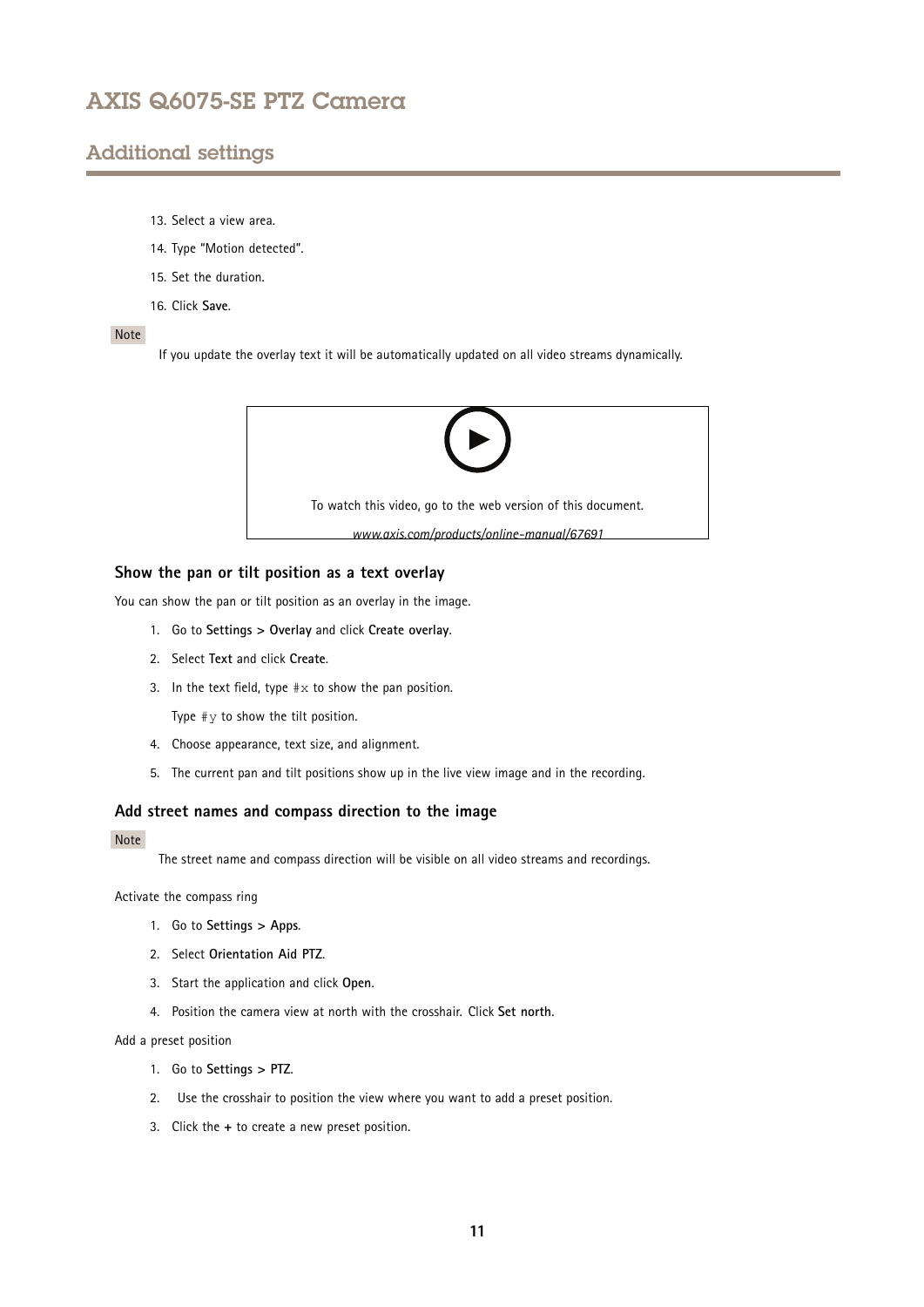## Additional settings

13. Select a view area.
14. Type "Motion detected".
15. Set the duration.
16. Click **Save**.

Note

If you update the overlay text it will be automatically updated on all video streams dynamically.

To watch this video, go to the web version of this document.

*www.axis.com/products/online-manual/67691*

### Show the pan or tilt position as a text overlay

You can show the pan or tilt position as an overlay in the image.

1. Go to **Settings > Overlay** and click **Create overlay**.
2. Select **Text** and click **Create**.
3. In the text field, type `#x` to show the pan position.

   Type `#y` to show the tilt position.
4. Choose appearance, text size, and alignment.
5. The current pan and tilt positions show up in the live view image and in the recording.

### Add street names and compass direction to the image

Note

The street name and compass direction will be visible on all video streams and recordings.

Activate the compass ring

1. Go to **Settings > Apps**.
2. Select **Orientation Aid PTZ**.
3. Start the application and click **Open**.
4. Position the camera view at north with the crosshair. Click **Set north**.

Add a preset position

1. Go to **Settings > PTZ**.
2. Use the crosshair to position the view where you want to add a preset position.
3. Click the **+** to create a new preset position.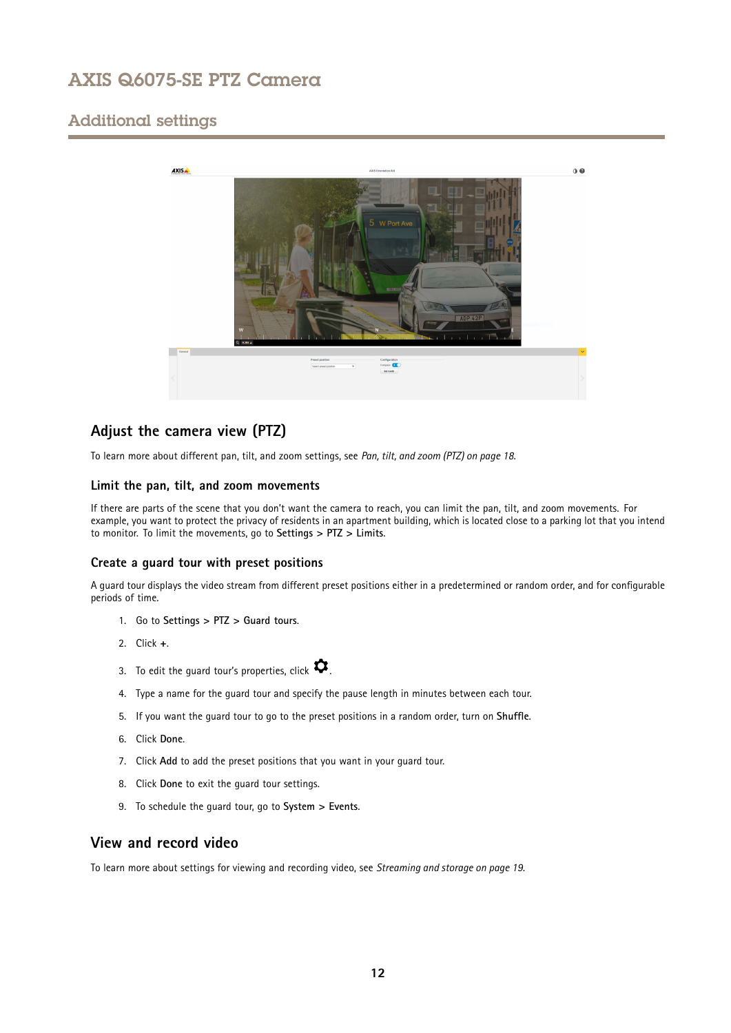## Additional settings

## Adjust the camera view (PTZ)

To learn more about different pan, tilt, and zoom settings, see *Pan, tilt, and zoom (PTZ) on page 18*.

### Limit the pan, tilt, and zoom movements

If there are parts of the scene that you don't want the camera to reach, you can limit the pan, tilt, and zoom movements. For example, you want to protect the privacy of residents in an apartment building, which is located close to a parking lot that you intend to monitor. To limit the movements, go to **Settings > PTZ > Limits**.

### Create a guard tour with preset positions

A guard tour displays the video stream from different preset positions either in a predetermined or random order, and for configurable periods of time.

1. Go to **Settings > PTZ > Guard tours**.
2. Click **+**.
3. To edit the guard tour's properties, click ⚙.
4. Type a name for the guard tour and specify the pause length in minutes between each tour.
5. If you want the guard tour to go to the preset positions in a random order, turn on **Shuffle**.
6. Click **Done**.
7. Click **Add** to add the preset positions that you want in your guard tour.
8. Click **Done** to exit the guard tour settings.
9. To schedule the guard tour, go to **System > Events**.

## View and record video

To learn more about settings for viewing and recording video, see *Streaming and storage on page 19*.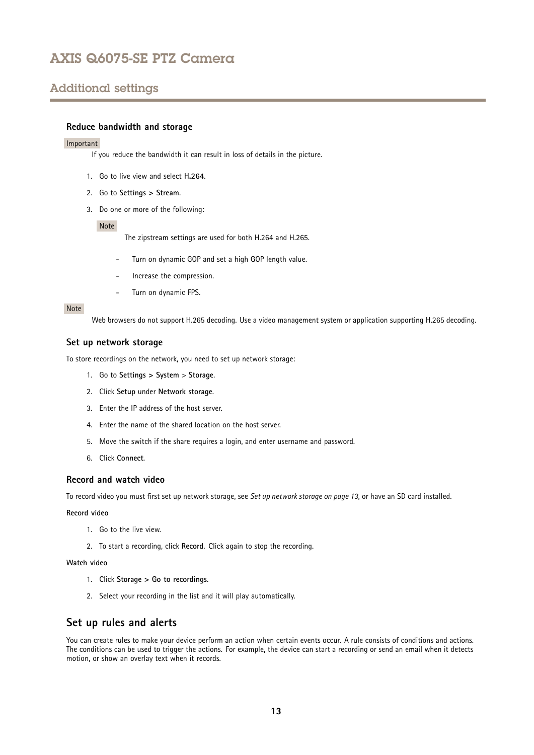## Additional settings

### Reduce bandwidth and storage

Important

If you reduce the bandwidth it can result in loss of details in the picture.

1. Go to live view and select **H.264**.
2. Go to **Settings > Stream**.
3. Do one or more of the following:

   Note

   The zipstream settings are used for both H.264 and H.265.

   - Turn on dynamic GOP and set a high GOP length value.
   - Increase the compression.
   - Turn on dynamic FPS.

Note

Web browsers do not support H.265 decoding. Use a video management system or application supporting H.265 decoding.

### Set up network storage

To store recordings on the network, you need to set up network storage:

1. Go to **Settings > System** > **Storage**.
2. Click **Setup** under **Network storage**.
3. Enter the IP address of the host server.
4. Enter the name of the shared location on the host server.
5. Move the switch if the share requires a login, and enter username and password.
6. Click **Connect**.

### Record and watch video

To record video you must first set up network storage, see *Set up network storage on page 13*, or have an SD card installed.

**Record video**

1. Go to the live view.
2. To start a recording, click **Record**. Click again to stop the recording.

**Watch video**

1. Click **Storage > Go to recordings**.
2. Select your recording in the list and it will play automatically.

## Set up rules and alerts

You can create rules to make your device perform an action when certain events occur. A rule consists of conditions and actions. The conditions can be used to trigger the actions. For example, the device can start a recording or send an email when it detects motion, or show an overlay text when it records.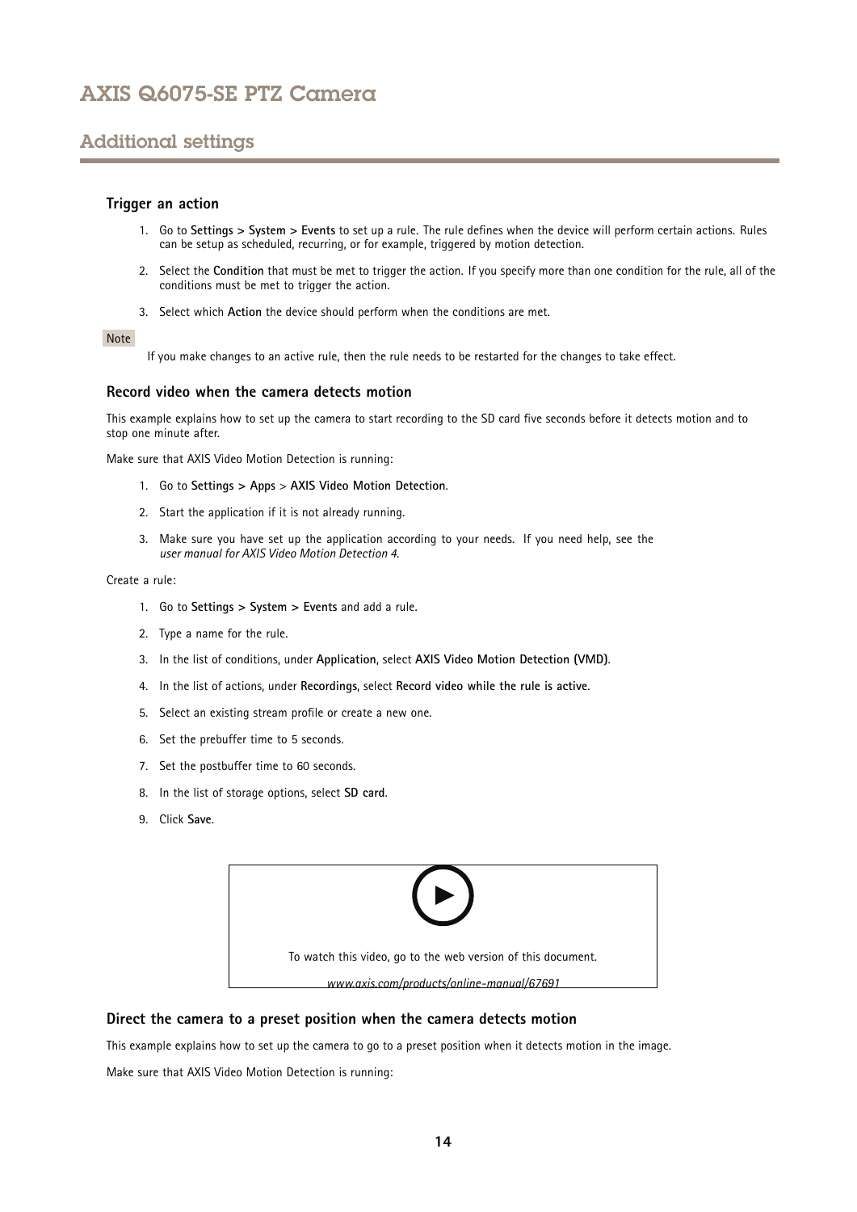## Trigger an action

1. Go to **Settings > System > Events** to set up a rule. The rule defines when the device will perform certain actions. Rules can be setup as scheduled, recurring, or for example, triggered by motion detection.
2. Select the **Condition** that must be met to trigger the action. If you specify more than one condition for the rule, all of the conditions must be met to trigger the action.
3. Select which **Action** the device should perform when the conditions are met.

Note

If you make changes to an active rule, then the rule needs to be restarted for the changes to take effect.

## Record video when the camera detects motion

This example explains how to set up the camera to start recording to the SD card five seconds before it detects motion and to stop one minute after.

Make sure that AXIS Video Motion Detection is running:

1. Go to **Settings > Apps** > **AXIS Video Motion Detection**.
2. Start the application if it is not already running.
3. Make sure you have set up the application according to your needs. If you need help, see the *user manual for AXIS Video Motion Detection 4*.

Create a rule:

1. Go to **Settings > System > Events** and add a rule.
2. Type a name for the rule.
3. In the list of conditions, under **Application**, select **AXIS Video Motion Detection (VMD)**.
4. In the list of actions, under **Recordings**, select **Record video while the rule is active**.
5. Select an existing stream profile or create a new one.
6. Set the prebuffer time to 5 seconds.
7. Set the postbuffer time to 60 seconds.
8. In the list of storage options, select **SD card**.
9. Click **Save**.

To watch this video, go to the web version of this document.

*www.axis.com/products/online-manual/67691*

## Direct the camera to a preset position when the camera detects motion

This example explains how to set up the camera to go to a preset position when it detects motion in the image.

Make sure that AXIS Video Motion Detection is running: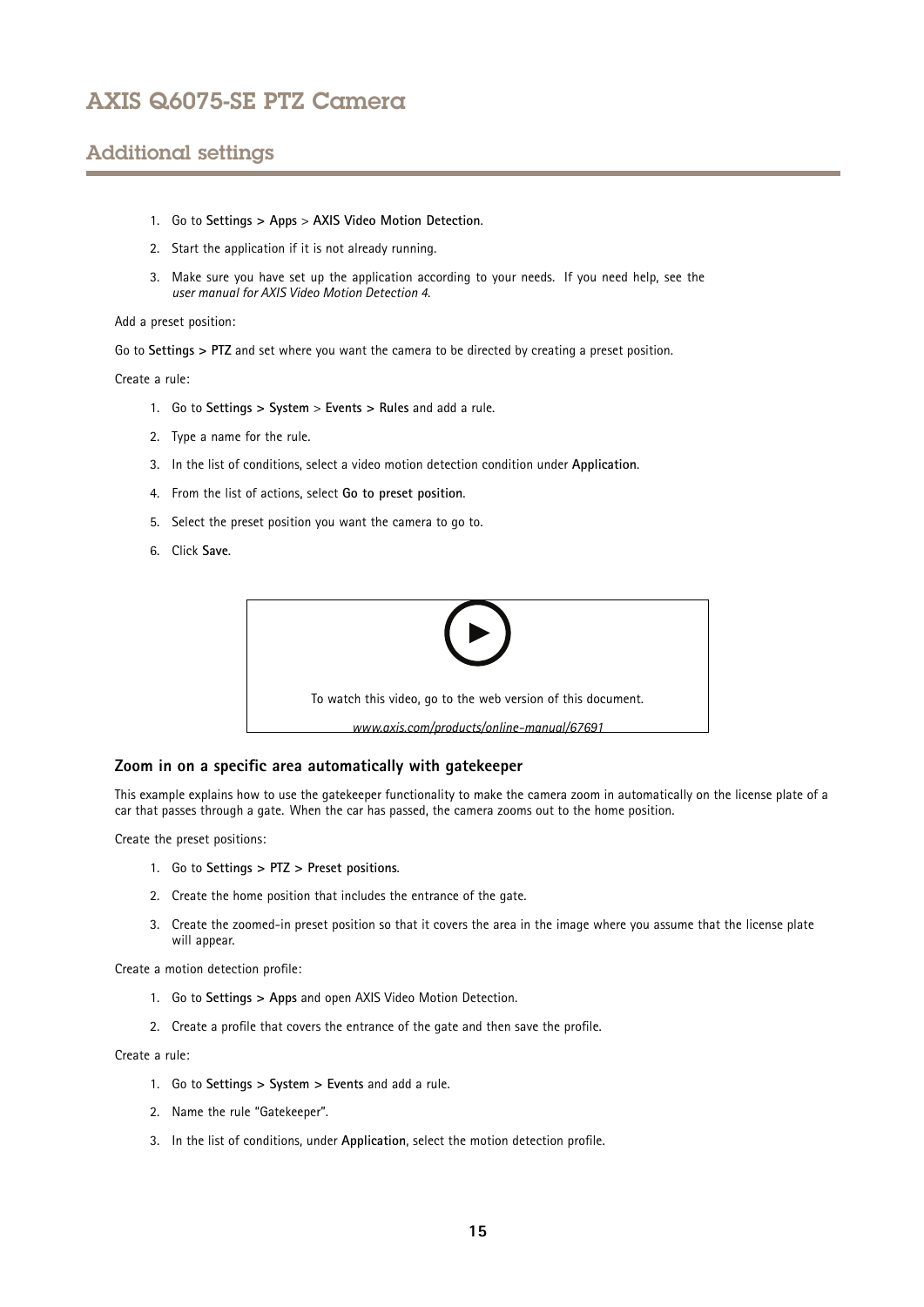1. Go to **Settings > Apps** > **AXIS Video Motion Detection**.
2. Start the application if it is not already running.
3. Make sure you have set up the application according to your needs. If you need help, see the *user manual for AXIS Video Motion Detection 4*.

Add a preset position:

Go to **Settings > PTZ** and set where you want the camera to be directed by creating a preset position.

Create a rule:

1. Go to **Settings > System** > **Events > Rules** and add a rule.
2. Type a name for the rule.
3. In the list of conditions, select a video motion detection condition under **Application**.
4. From the list of actions, select **Go to preset position**.
5. Select the preset position you want the camera to go to.
6. Click **Save**.

To watch this video, go to the web version of this document.

*www.axis.com/products/online-manual/67691*

### Zoom in on a specific area automatically with gatekeeper

This example explains how to use the gatekeeper functionality to make the camera zoom in automatically on the license plate of a car that passes through a gate. When the car has passed, the camera zooms out to the home position.

Create the preset positions:

1. Go to **Settings > PTZ > Preset positions**.
2. Create the home position that includes the entrance of the gate.
3. Create the zoomed-in preset position so that it covers the area in the image where you assume that the license plate will appear.

Create a motion detection profile:

1. Go to **Settings > Apps** and open AXIS Video Motion Detection.
2. Create a profile that covers the entrance of the gate and then save the profile.

Create a rule:

1. Go to **Settings > System > Events** and add a rule.
2. Name the rule "Gatekeeper".
3. In the list of conditions, under **Application**, select the motion detection profile.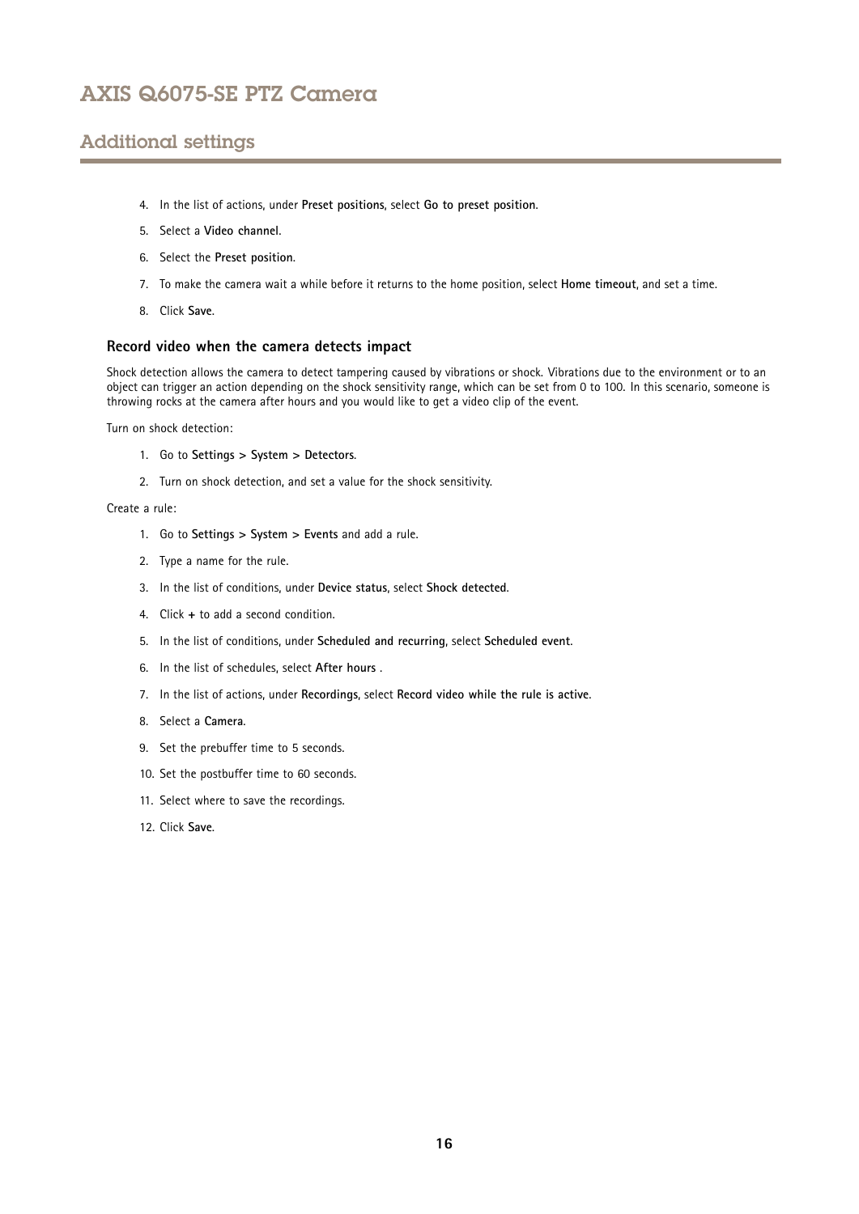4. In the list of actions, under **Preset positions**, select **Go to preset position**.
5. Select a **Video channel**.
6. Select the **Preset position**.
7. To make the camera wait a while before it returns to the home position, select **Home timeout**, and set a time.
8. Click **Save**.

### Record video when the camera detects impact

Shock detection allows the camera to detect tampering caused by vibrations or shock. Vibrations due to the environment or to an object can trigger an action depending on the shock sensitivity range, which can be set from 0 to 100. In this scenario, someone is throwing rocks at the camera after hours and you would like to get a video clip of the event.

Turn on shock detection:

1. Go to **Settings > System > Detectors**.
2. Turn on shock detection, and set a value for the shock sensitivity.

Create a rule:

1. Go to **Settings > System > Events** and add a rule.
2. Type a name for the rule.
3. In the list of conditions, under **Device status**, select **Shock detected**.
4. Click **+** to add a second condition.
5. In the list of conditions, under **Scheduled and recurring**, select **Scheduled event**.
6. In the list of schedules, select **After hours** .
7. In the list of actions, under **Recordings**, select **Record video while the rule is active**.
8. Select a **Camera**.
9. Set the prebuffer time to 5 seconds.
10. Set the postbuffer time to 60 seconds.
11. Select where to save the recordings.
12. Click **Save**.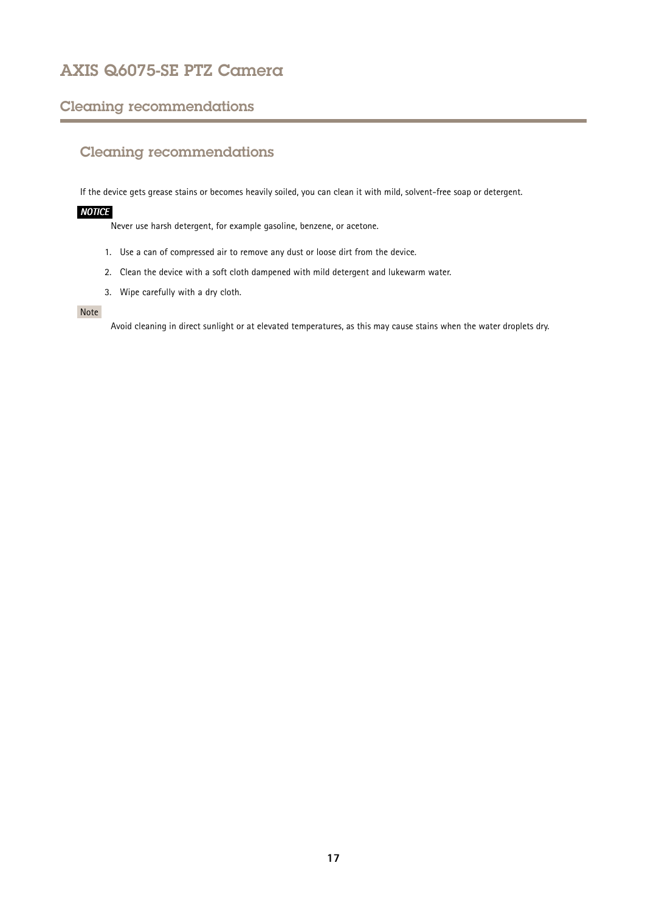# Cleaning recommendations

## Cleaning recommendations

If the device gets grease stains or becomes heavily soiled, you can clean it with mild, solvent-free soap or detergent.

***NOTICE***

Never use harsh detergent, for example gasoline, benzene, or acetone.

1. Use a can of compressed air to remove any dust or loose dirt from the device.
2. Clean the device with a soft cloth dampened with mild detergent and lukewarm water.
3. Wipe carefully with a dry cloth.

Note

Avoid cleaning in direct sunlight or at elevated temperatures, as this may cause stains when the water droplets dry.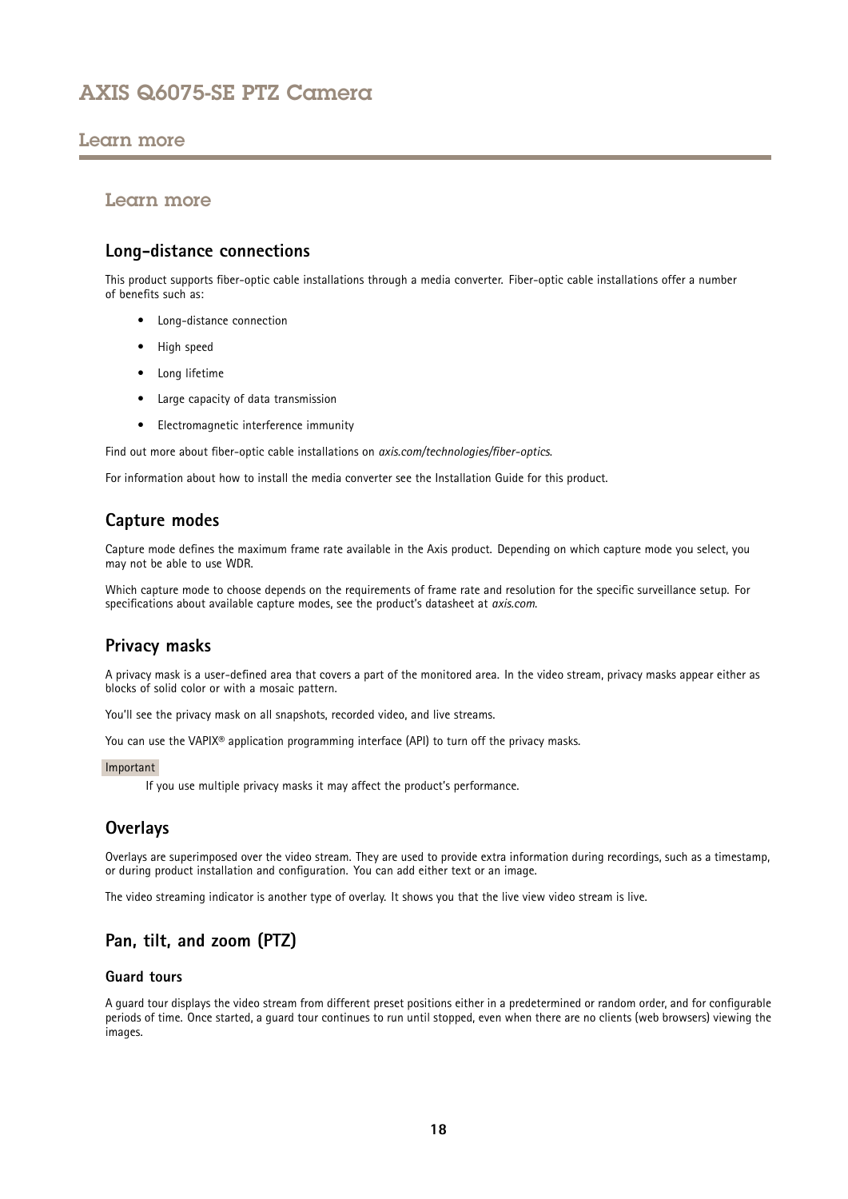## Learn more

### Long-distance connections

This product supports fiber-optic cable installations through a media converter. Fiber-optic cable installations offer a number of benefits such as:

- Long-distance connection
- High speed
- Long lifetime
- Large capacity of data transmission
- Electromagnetic interference immunity

Find out more about fiber-optic cable installations on *axis.com/technologies/fiber-optics*.

For information about how to install the media converter see the Installation Guide for this product.

### Capture modes

Capture mode defines the maximum frame rate available in the Axis product. Depending on which capture mode you select, you may not be able to use WDR.

Which capture mode to choose depends on the requirements of frame rate and resolution for the specific surveillance setup. For specifications about available capture modes, see the product's datasheet at *axis.com*.

### Privacy masks

A privacy mask is a user-defined area that covers a part of the monitored area. In the video stream, privacy masks appear either as blocks of solid color or with a mosaic pattern.

You'll see the privacy mask on all snapshots, recorded video, and live streams.

You can use the VAPIX® application programming interface (API) to turn off the privacy masks.

Important

If you use multiple privacy masks it may affect the product's performance.

### Overlays

Overlays are superimposed over the video stream. They are used to provide extra information during recordings, such as a timestamp, or during product installation and configuration. You can add either text or an image.

The video streaming indicator is another type of overlay. It shows you that the live view video stream is live.

### Pan, tilt, and zoom (PTZ)

#### Guard tours

A guard tour displays the video stream from different preset positions either in a predetermined or random order, and for configurable periods of time. Once started, a guard tour continues to run until stopped, even when there are no clients (web browsers) viewing the images.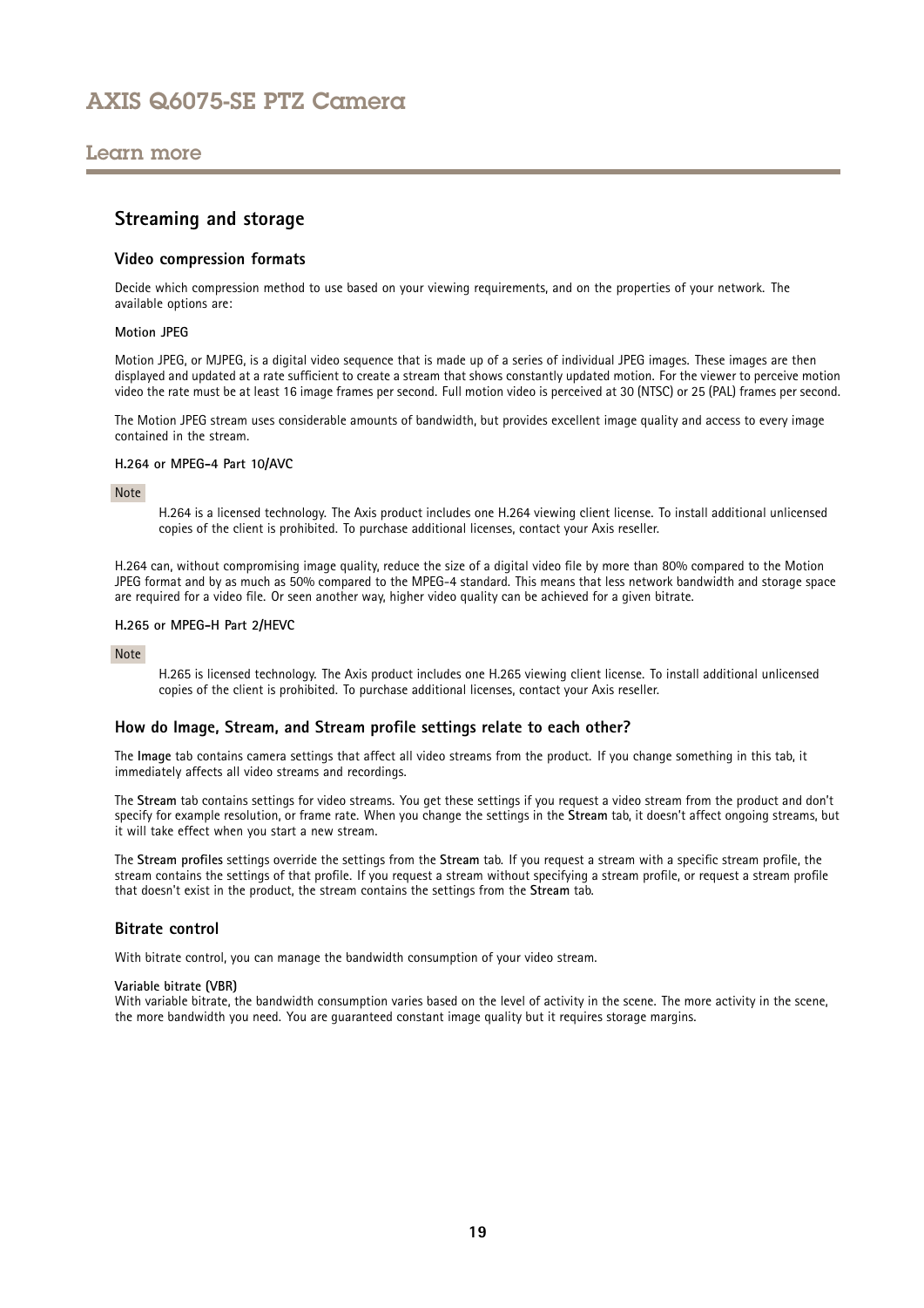## Streaming and storage

### Video compression formats

Decide which compression method to use based on your viewing requirements, and on the properties of your network. The available options are:

#### Motion JPEG

Motion JPEG, or MJPEG, is a digital video sequence that is made up of a series of individual JPEG images. These images are then displayed and updated at a rate sufficient to create a stream that shows constantly updated motion. For the viewer to perceive motion video the rate must be at least 16 image frames per second. Full motion video is perceived at 30 (NTSC) or 25 (PAL) frames per second.

The Motion JPEG stream uses considerable amounts of bandwidth, but provides excellent image quality and access to every image contained in the stream.

#### H.264 or MPEG-4 Part 10/AVC

Note

H.264 is a licensed technology. The Axis product includes one H.264 viewing client license. To install additional unlicensed copies of the client is prohibited. To purchase additional licenses, contact your Axis reseller.

H.264 can, without compromising image quality, reduce the size of a digital video file by more than 80% compared to the Motion JPEG format and by as much as 50% compared to the MPEG-4 standard. This means that less network bandwidth and storage space are required for a video file. Or seen another way, higher video quality can be achieved for a given bitrate.

#### H.265 or MPEG-H Part 2/HEVC

Note

H.265 is licensed technology. The Axis product includes one H.265 viewing client license. To install additional unlicensed copies of the client is prohibited. To purchase additional licenses, contact your Axis reseller.

### How do Image, Stream, and Stream profile settings relate to each other?

The **Image** tab contains camera settings that affect all video streams from the product. If you change something in this tab, it immediately affects all video streams and recordings.

The **Stream** tab contains settings for video streams. You get these settings if you request a video stream from the product and don't specify for example resolution, or frame rate. When you change the settings in the **Stream** tab, it doesn't affect ongoing streams, but it will take effect when you start a new stream.

The **Stream profiles** settings override the settings from the **Stream** tab. If you request a stream with a specific stream profile, the stream contains the settings of that profile. If you request a stream without specifying a stream profile, or request a stream profile that doesn't exist in the product, the stream contains the settings from the **Stream** tab.

### Bitrate control

With bitrate control, you can manage the bandwidth consumption of your video stream.

**Variable bitrate (VBR)**
With variable bitrate, the bandwidth consumption varies based on the level of activity in the scene. The more activity in the scene, the more bandwidth you need. You are guaranteed constant image quality but it requires storage margins.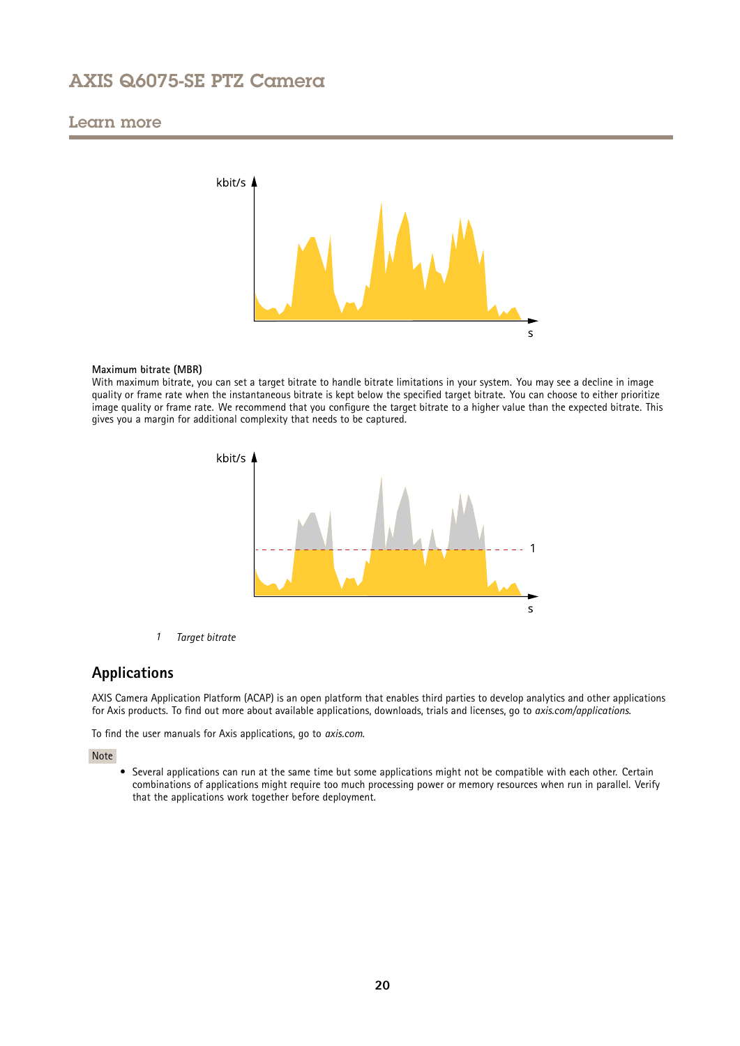**Maximum bitrate (MBR)**

With maximum bitrate, you can set a target bitrate to handle bitrate limitations in your system. You may see a decline in image quality or frame rate when the instantaneous bitrate is kept below the specified target bitrate. You can choose to either prioritize image quality or frame rate. We recommend that you configure the target bitrate to a higher value than the expected bitrate. This gives you a margin for additional complexity that needs to be captured.

1 *Target bitrate*

## Applications

AXIS Camera Application Platform (ACAP) is an open platform that enables third parties to develop analytics and other applications for Axis products. To find out more about available applications, downloads, trials and licenses, go to *axis.com/applications*.

To find the user manuals for Axis applications, go to *axis.com*.

Note

- Several applications can run at the same time but some applications might not be compatible with each other. Certain combinations of applications might require too much processing power or memory resources when run in parallel. Verify that the applications work together before deployment.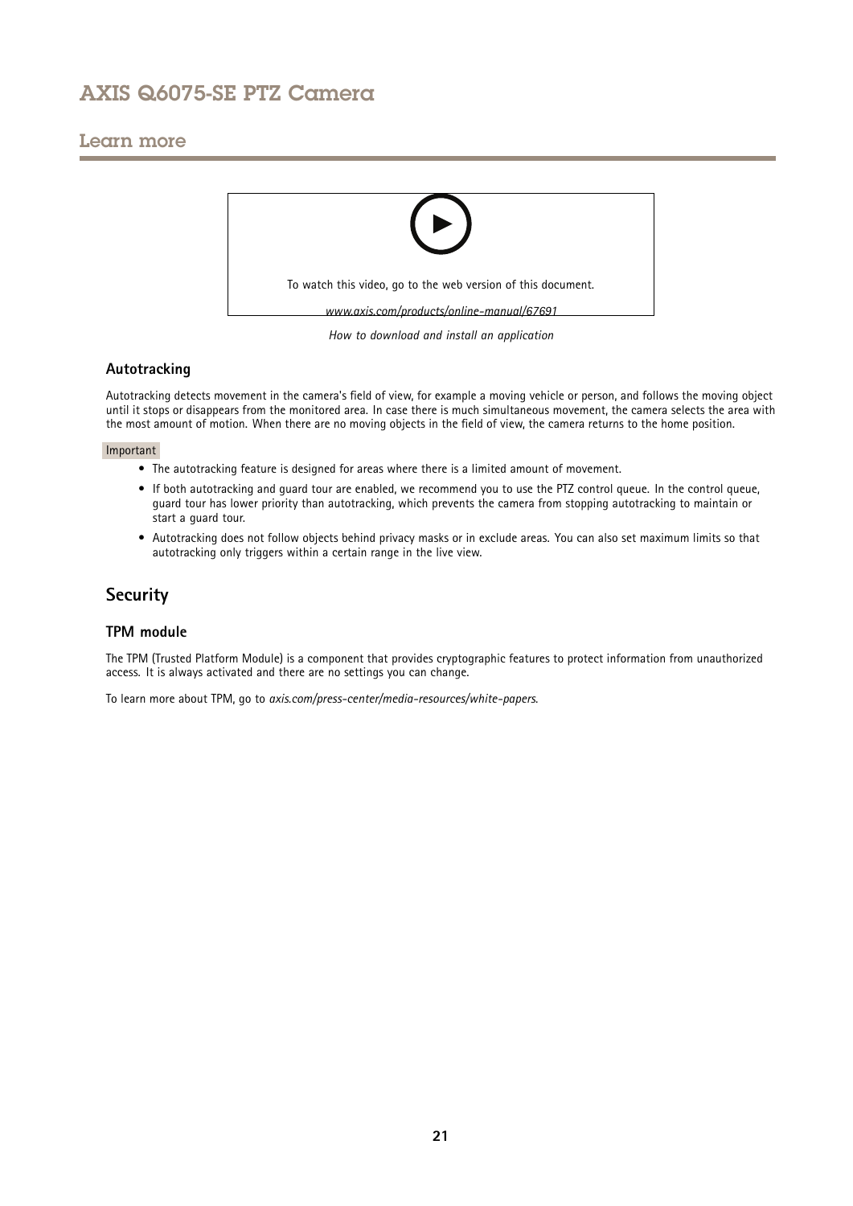## Learn more

To watch this video, go to the web version of this document.

*www.axis.com/products/online-manual/67691*

*How to download and install an application*

### Autotracking

Autotracking detects movement in the camera's field of view, for example a moving vehicle or person, and follows the moving object until it stops or disappears from the monitored area. In case there is much simultaneous movement, the camera selects the area with the most amount of motion. When there are no moving objects in the field of view, the camera returns to the home position.

Important

- The autotracking feature is designed for areas where there is a limited amount of movement.
- If both autotracking and guard tour are enabled, we recommend you to use the PTZ control queue. In the control queue, guard tour has lower priority than autotracking, which prevents the camera from stopping autotracking to maintain or start a guard tour.
- Autotracking does not follow objects behind privacy masks or in exclude areas. You can also set maximum limits so that autotracking only triggers within a certain range in the live view.

## Security

### TPM module

The TPM (Trusted Platform Module) is a component that provides cryptographic features to protect information from unauthorized access. It is always activated and there are no settings you can change.

To learn more about TPM, go to *axis.com/press-center/media-resources/white-papers*.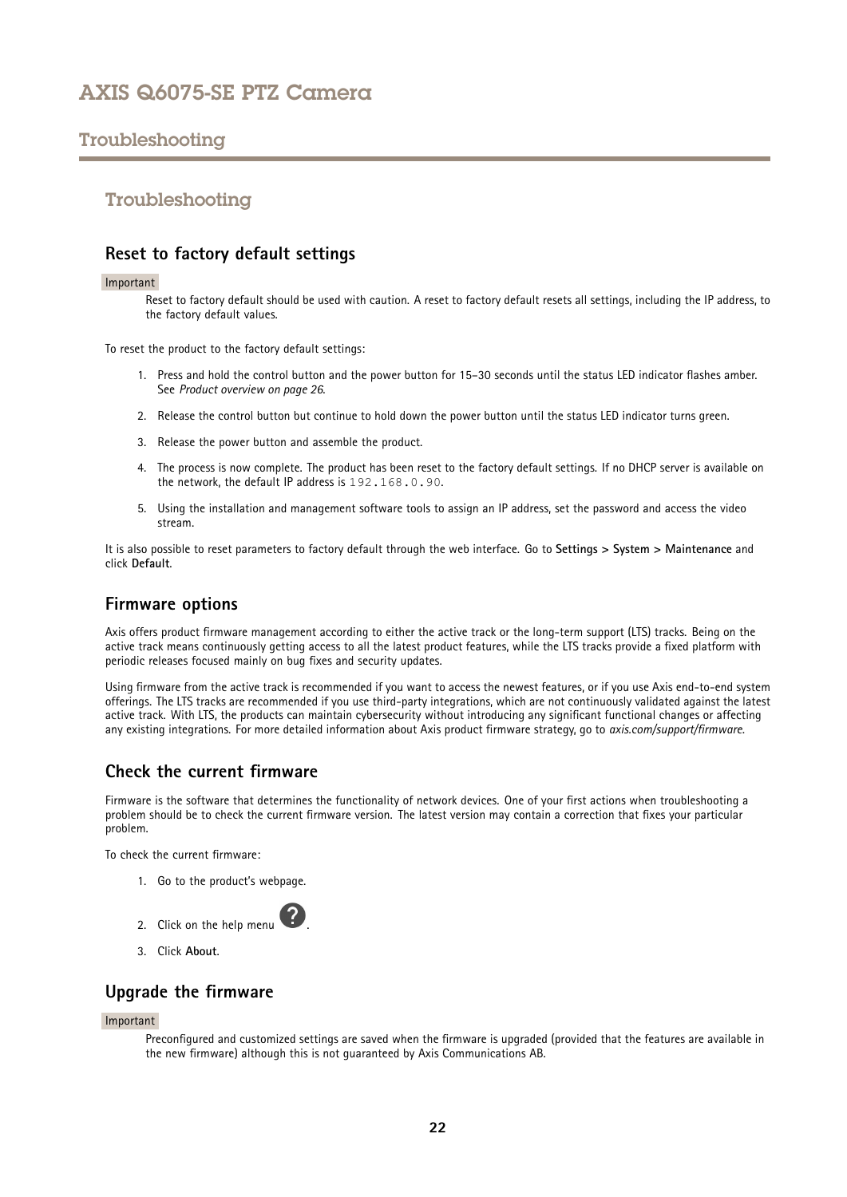# Troubleshooting

## Reset to factory default settings

Important

Reset to factory default should be used with caution. A reset to factory default resets all settings, including the IP address, to the factory default values.

To reset the product to the factory default settings:

1. Press and hold the control button and the power button for 15–30 seconds until the status LED indicator flashes amber. See *Product overview on page 26*.
2. Release the control button but continue to hold down the power button until the status LED indicator turns green.
3. Release the power button and assemble the product.
4. The process is now complete. The product has been reset to the factory default settings. If no DHCP server is available on the network, the default IP address is `192.168.0.90`.
5. Using the installation and management software tools to assign an IP address, set the password and access the video stream.

It is also possible to reset parameters to factory default through the web interface. Go to **Settings > System > Maintenance** and click **Default**.

## Firmware options

Axis offers product firmware management according to either the active track or the long-term support (LTS) tracks. Being on the active track means continuously getting access to all the latest product features, while the LTS tracks provide a fixed platform with periodic releases focused mainly on bug fixes and security updates.

Using firmware from the active track is recommended if you want to access the newest features, or if you use Axis end-to-end system offerings. The LTS tracks are recommended if you use third-party integrations, which are not continuously validated against the latest active track. With LTS, the products can maintain cybersecurity without introducing any significant functional changes or affecting any existing integrations. For more detailed information about Axis product firmware strategy, go to *axis.com/support/firmware*.

## Check the current firmware

Firmware is the software that determines the functionality of network devices. One of your first actions when troubleshooting a problem should be to check the current firmware version. The latest version may contain a correction that fixes your particular problem.

To check the current firmware:

1. Go to the product's webpage.
2. Click on the help menu ?.
3. Click **About**.

## Upgrade the firmware

Important

Preconfigured and customized settings are saved when the firmware is upgraded (provided that the features are available in the new firmware) although this is not guaranteed by Axis Communications AB.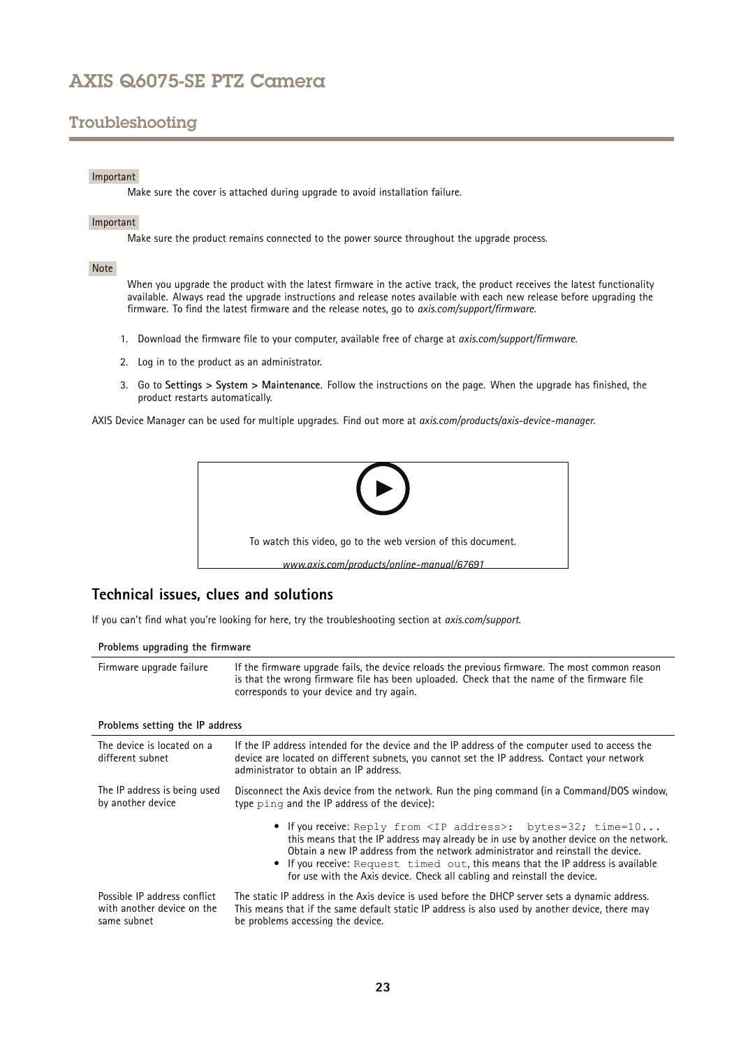Important

Make sure the cover is attached during upgrade to avoid installation failure.

Important

Make sure the product remains connected to the power source throughout the upgrade process.

Note

When you upgrade the product with the latest firmware in the active track, the product receives the latest functionality available. Always read the upgrade instructions and release notes available with each new release before upgrading the firmware. To find the latest firmware and the release notes, go to *axis.com/support/firmware*.

1. Download the firmware file to your computer, available free of charge at *axis.com/support/firmware*.
2. Log in to the product as an administrator.
3. Go to **Settings > System > Maintenance**. Follow the instructions on the page. When the upgrade has finished, the product restarts automatically.

AXIS Device Manager can be used for multiple upgrades. Find out more at *axis.com/products/axis-device-manager*.

To watch this video, go to the web version of this document.

*www.axis.com/products/online-manual/67691*

## Technical issues, clues and solutions

If you can't find what you're looking for here, try the troubleshooting section at *axis.com/support*.

**Problems upgrading the firmware**

| | |
|---|---|
| Firmware upgrade failure | If the firmware upgrade fails, the device reloads the previous firmware. The most common reason is that the wrong firmware file has been uploaded. Check that the name of the firmware file corresponds to your device and try again. |

**Problems setting the IP address**

| | |
|---|---|
| The device is located on a different subnet | If the IP address intended for the device and the IP address of the computer used to access the device are located on different subnets, you cannot set the IP address. Contact your network administrator to obtain an IP address. |
| The IP address is being used by another device | Disconnect the Axis device from the network. Run the ping command (in a Command/DOS window, type `ping` and the IP address of the device):<br>• If you receive: `Reply from <IP address>: bytes=32; time=10...` this means that the IP address may already be in use by another device on the network. Obtain a new IP address from the network administrator and reinstall the device.<br>• If you receive: `Request timed out`, this means that the IP address is available for use with the Axis device. Check all cabling and reinstall the device. |
| Possible IP address conflict with another device on the same subnet | The static IP address in the Axis device is used before the DHCP server sets a dynamic address. This means that if the same default static IP address is also used by another device, there may be problems accessing the device. |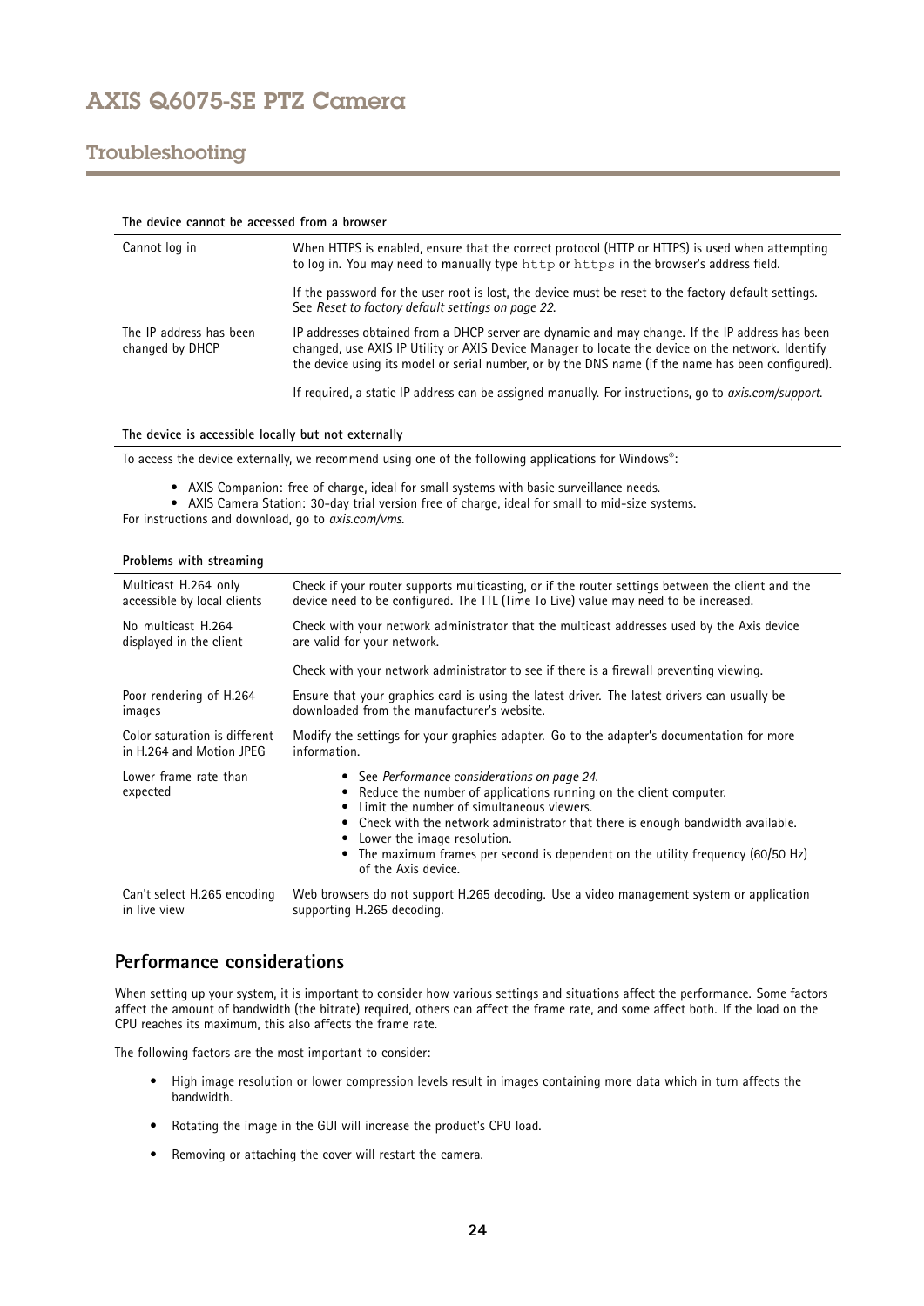## Troubleshooting

**The device cannot be accessed from a browser**

| | |
|---|---|
| Cannot log in | When HTTPS is enabled, ensure that the correct protocol (HTTP or HTTPS) is used when attempting to log in. You may need to manually type `http` or `https` in the browser's address field. |
| | If the password for the user root is lost, the device must be reset to the factory default settings. See *Reset to factory default settings on page 22*. |
| The IP address has been changed by DHCP | IP addresses obtained from a DHCP server are dynamic and may change. If the IP address has been changed, use AXIS IP Utility or AXIS Device Manager to locate the device on the network. Identify the device using its model or serial number, or by the DNS name (if the name has been configured). |
| | If required, a static IP address can be assigned manually. For instructions, go to *axis.com/support*. |

**The device is accessible locally but not externally**

To access the device externally, we recommend using one of the following applications for Windows®:

- AXIS Companion: free of charge, ideal for small systems with basic surveillance needs.
- AXIS Camera Station: 30-day trial version free of charge, ideal for small to mid-size systems.

For instructions and download, go to *axis.com/vms*.

**Problems with streaming**

| | |
|---|---|
| Multicast H.264 only accessible by local clients | Check if your router supports multicasting, or if the router settings between the client and the device need to be configured. The TTL (Time To Live) value may need to be increased. |
| No multicast H.264 displayed in the client | Check with your network administrator that the multicast addresses used by the Axis device are valid for your network. |
| | Check with your network administrator to see if there is a firewall preventing viewing. |
| Poor rendering of H.264 images | Ensure that your graphics card is using the latest driver. The latest drivers can usually be downloaded from the manufacturer's website. |
| Color saturation is different in H.264 and Motion JPEG | Modify the settings for your graphics adapter. Go to the adapter's documentation for more information. |
| Lower frame rate than expected | • See *Performance considerations on page 24*.<br>• Reduce the number of applications running on the client computer.<br>• Limit the number of simultaneous viewers.<br>• Check with the network administrator that there is enough bandwidth available.<br>• Lower the image resolution.<br>• The maximum frames per second is dependent on the utility frequency (60/50 Hz) of the Axis device. |
| Can't select H.265 encoding in live view | Web browsers do not support H.265 decoding. Use a video management system or application supporting H.265 decoding. |

## Performance considerations

When setting up your system, it is important to consider how various settings and situations affect the performance. Some factors affect the amount of bandwidth (the bitrate) required, others can affect the frame rate, and some affect both. If the load on the CPU reaches its maximum, this also affects the frame rate.

The following factors are the most important to consider:

- High image resolution or lower compression levels result in images containing more data which in turn affects the bandwidth.
- Rotating the image in the GUI will increase the product's CPU load.
- Removing or attaching the cover will restart the camera.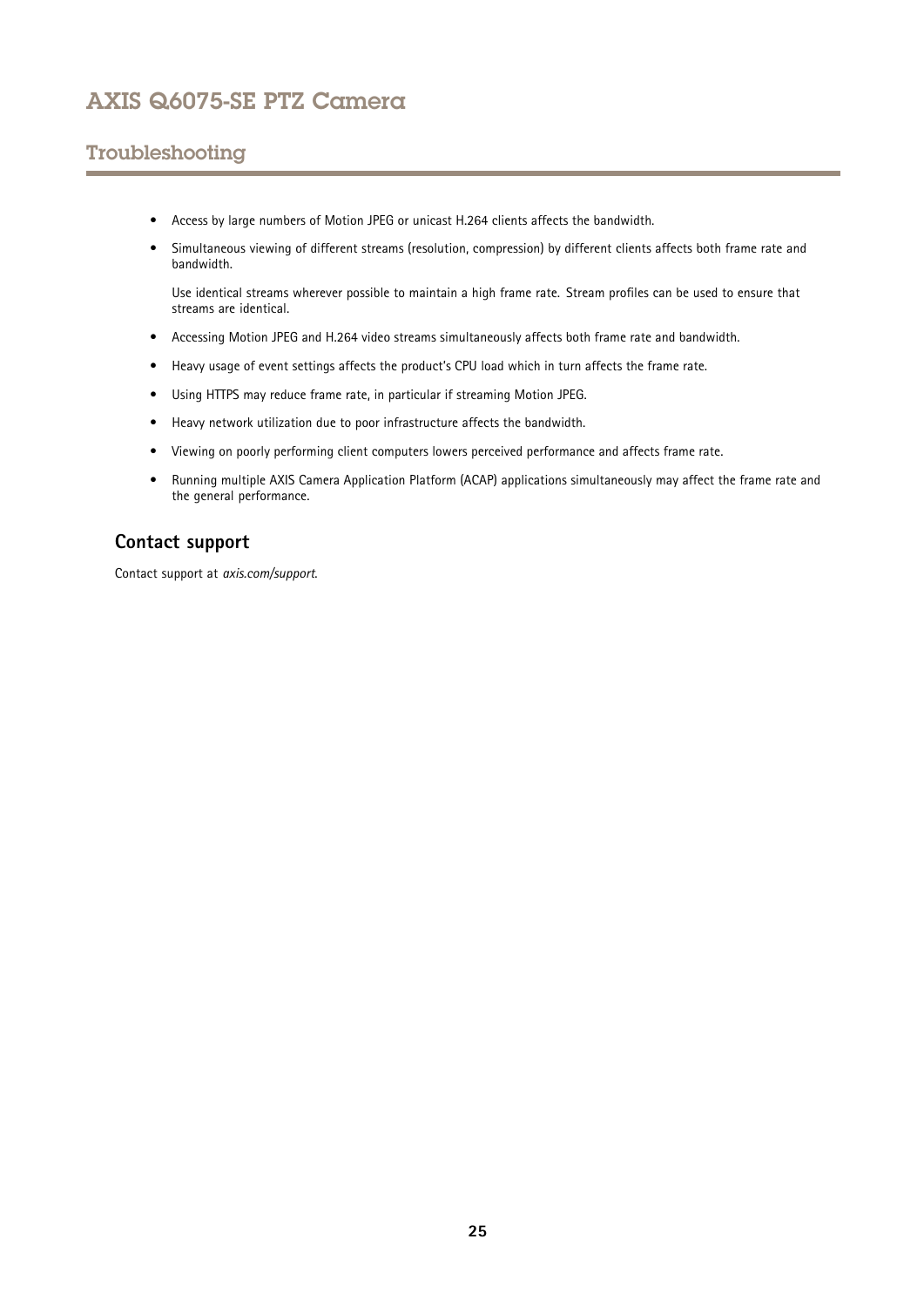- Access by large numbers of Motion JPEG or unicast H.264 clients affects the bandwidth.
- Simultaneous viewing of different streams (resolution, compression) by different clients affects both frame rate and bandwidth.

  Use identical streams wherever possible to maintain a high frame rate. Stream profiles can be used to ensure that streams are identical.
- Accessing Motion JPEG and H.264 video streams simultaneously affects both frame rate and bandwidth.
- Heavy usage of event settings affects the product's CPU load which in turn affects the frame rate.
- Using HTTPS may reduce frame rate, in particular if streaming Motion JPEG.
- Heavy network utilization due to poor infrastructure affects the bandwidth.
- Viewing on poorly performing client computers lowers perceived performance and affects frame rate.
- Running multiple AXIS Camera Application Platform (ACAP) applications simultaneously may affect the frame rate and the general performance.

## Contact support

Contact support at *axis.com/support*.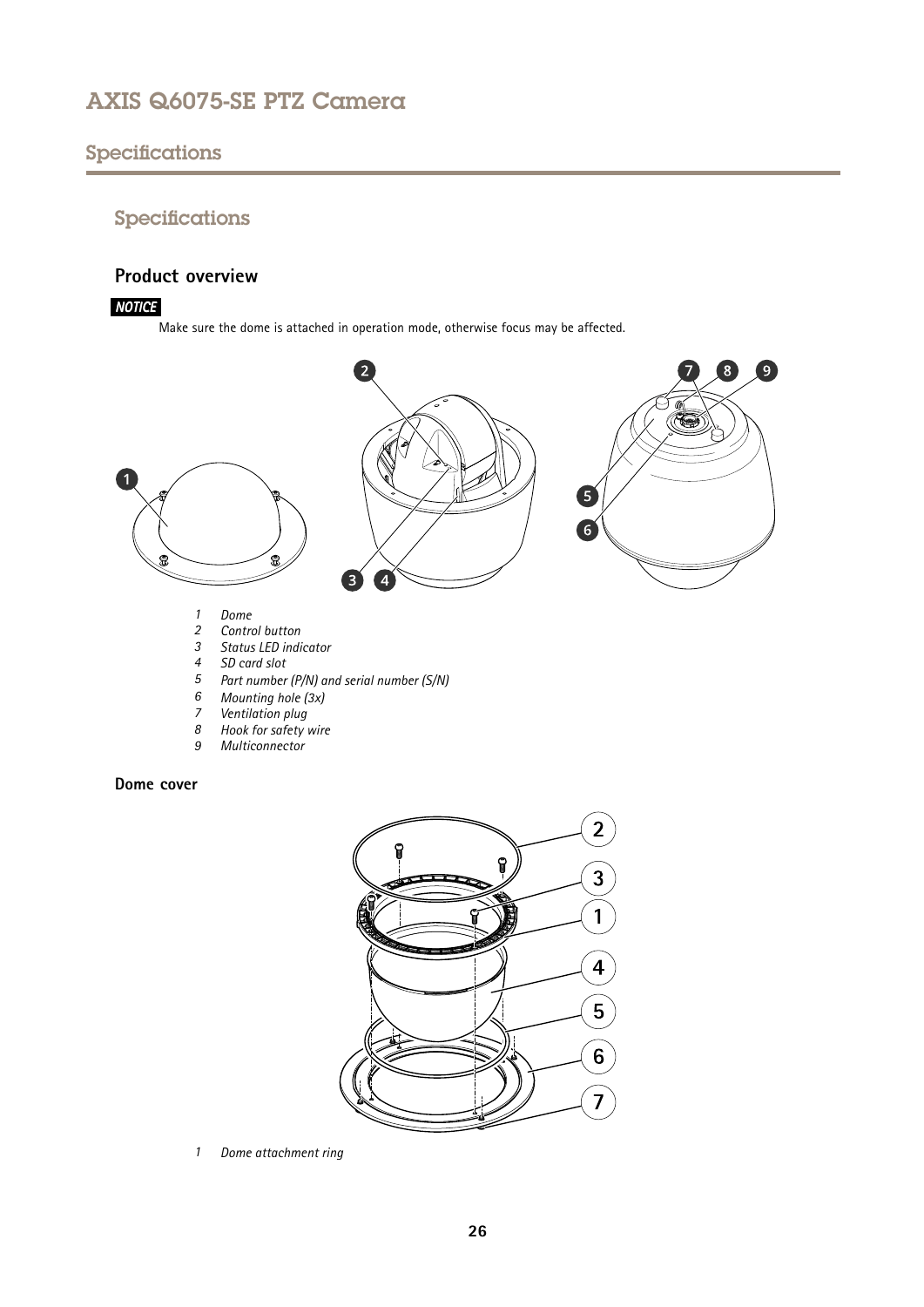# Specifications

## Specifications

### Product overview

***NOTICE***

Make sure the dome is attached in operation mode, otherwise focus may be affected.

1. *Dome*
2. *Control button*
3. *Status LED indicator*
4. *SD card slot*
5. *Part number (P/N) and serial number (S/N)*
6. *Mounting hole (3x)*
7. *Ventilation plug*
8. *Hook for safety wire*
9. *Multiconnector*

#### Dome cover

1. *Dome attachment ring*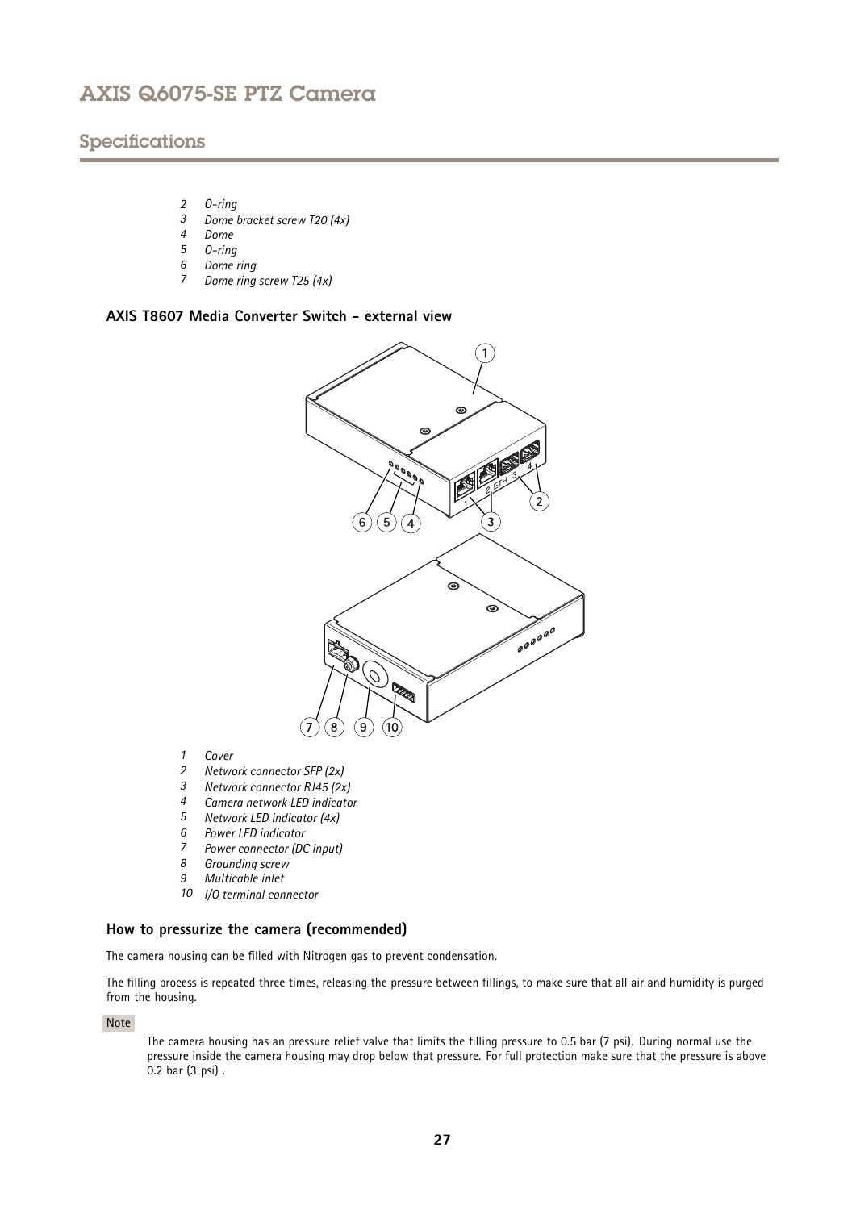2 O-ring
3 Dome bracket screw T20 (4x)
4 Dome
5 O-ring
6 Dome ring
7 Dome ring screw T25 (4x)

### AXIS T8607 Media Converter Switch - external view

1 Cover
2 Network connector SFP (2x)
3 Network connector RJ45 (2x)
4 Camera network LED indicator
5 Network LED indicator (4x)
6 Power LED indicator
7 Power connector (DC input)
8 Grounding screw
9 Multicable inlet
10 I/O terminal connector

### How to pressurize the camera (recommended)

The camera housing can be filled with Nitrogen gas to prevent condensation.

The filling process is repeated three times, releasing the pressure between fillings, to make sure that all air and humidity is purged from the housing.

Note

The camera housing has an pressure relief valve that limits the filling pressure to 0.5 bar (7 psi). During normal use the pressure inside the camera housing may drop below that pressure. For full protection make sure that the pressure is above 0.2 bar (3 psi) .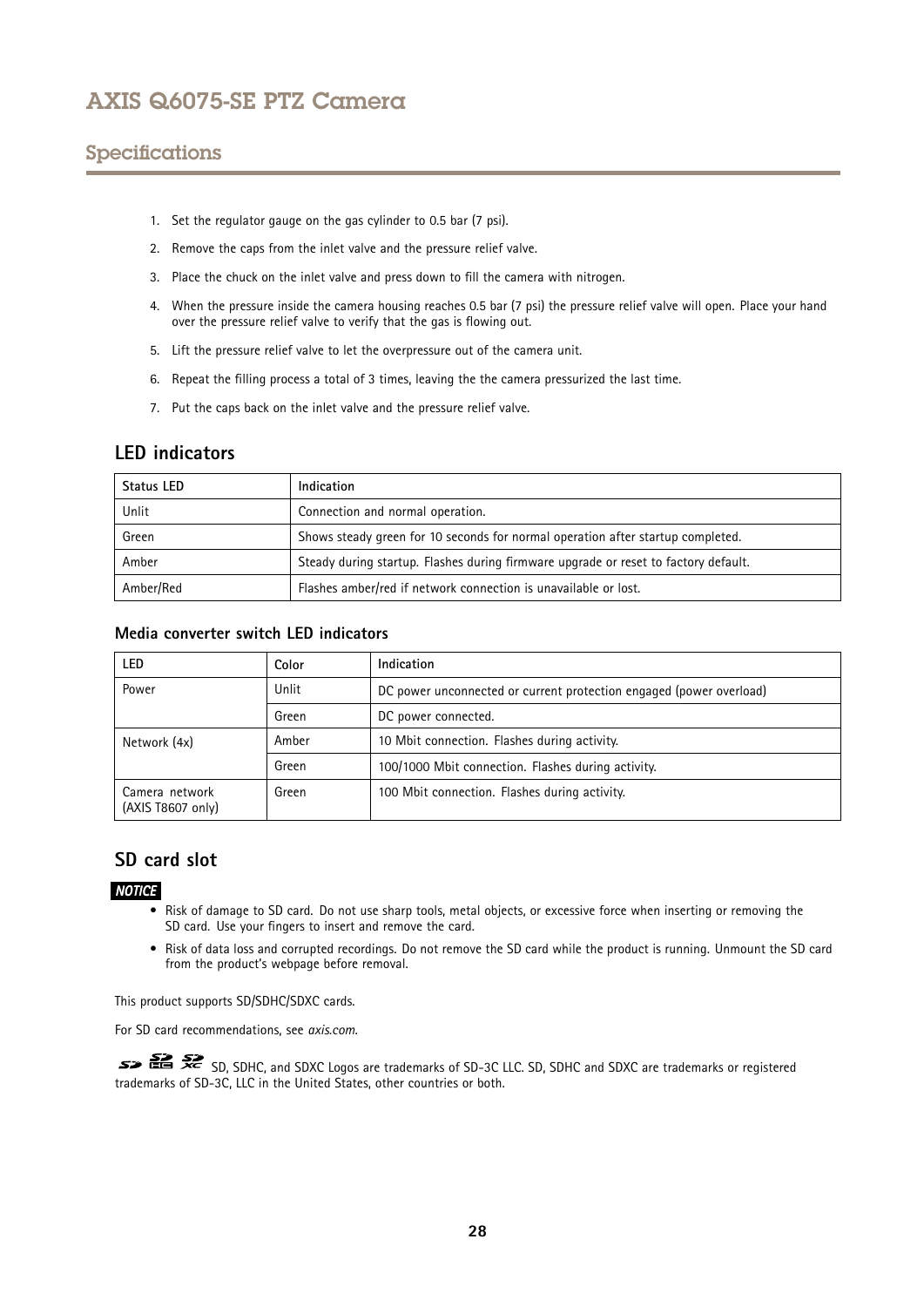1. Set the regulator gauge on the gas cylinder to 0.5 bar (7 psi).
2. Remove the caps from the inlet valve and the pressure relief valve.
3. Place the chuck on the inlet valve and press down to fill the camera with nitrogen.
4. When the pressure inside the camera housing reaches 0.5 bar (7 psi) the pressure relief valve will open. Place your hand over the pressure relief valve to verify that the gas is flowing out.
5. Lift the pressure relief valve to let the overpressure out of the camera unit.
6. Repeat the filling process a total of 3 times, leaving the the camera pressurized the last time.
7. Put the caps back on the inlet valve and the pressure relief valve.

## LED indicators

| Status LED | Indication |
|---|---|
| Unlit | Connection and normal operation. |
| Green | Shows steady green for 10 seconds for normal operation after startup completed. |
| Amber | Steady during startup. Flashes during firmware upgrade or reset to factory default. |
| Amber/Red | Flashes amber/red if network connection is unavailable or lost. |

### Media converter switch LED indicators

| LED | Color | Indication |
|---|---|---|
| Power | Unlit | DC power unconnected or current protection engaged (power overload) |
| | Green | DC power connected. |
| Network (4x) | Amber | 10 Mbit connection. Flashes during activity. |
| | Green | 100/1000 Mbit connection. Flashes during activity. |
| Camera network (AXIS T8607 only) | Green | 100 Mbit connection. Flashes during activity. |

## SD card slot

*NOTICE*

- Risk of damage to SD card. Do not use sharp tools, metal objects, or excessive force when inserting or removing the SD card. Use your fingers to insert and remove the card.
- Risk of data loss and corrupted recordings. Do not remove the SD card while the product is running. Unmount the SD card from the product's webpage before removal.

This product supports SD/SDHC/SDXC cards.

For SD card recommendations, see *axis.com*.

SD, SDHC, and SDXC Logos are trademarks of SD-3C LLC. SD, SDHC and SDXC are trademarks or registered trademarks of SD-3C, LLC in the United States, other countries or both.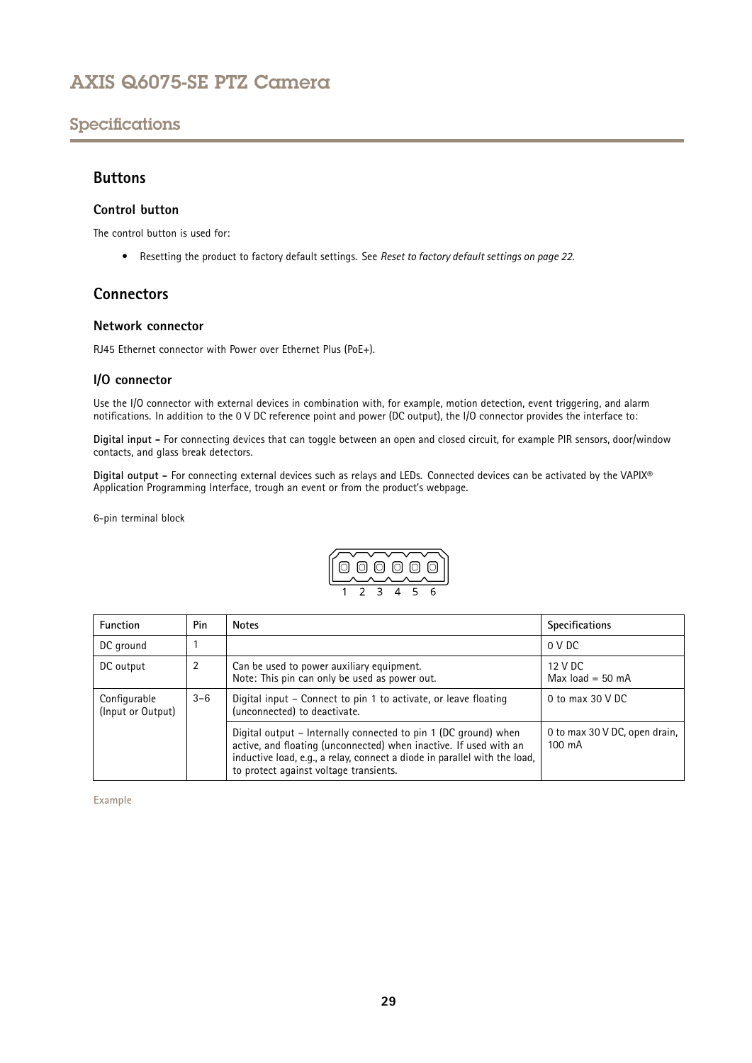# Specifications

## Buttons

### Control button

The control button is used for:

- Resetting the product to factory default settings. See *Reset to factory default settings on page 22*.

## Connectors

### Network connector

RJ45 Ethernet connector with Power over Ethernet Plus (PoE+).

### I/O connector

Use the I/O connector with external devices in combination with, for example, motion detection, event triggering, and alarm notifications. In addition to the 0 V DC reference point and power (DC output), the I/O connector provides the interface to:

**Digital input –** For connecting devices that can toggle between an open and closed circuit, for example PIR sensors, door/window contacts, and glass break detectors.

**Digital output –** For connecting external devices such as relays and LEDs. Connected devices can be activated by the VAPIX® Application Programming Interface, trough an event or from the product's webpage.

6-pin terminal block

1 2 3 4 5 6

| Function | Pin | Notes | Specifications |
|---|---|---|---|
| DC ground | 1 | | 0 V DC |
| DC output | 2 | Can be used to power auxiliary equipment.<br>Note: This pin can only be used as power out. | 12 V DC<br>Max load = 50 mA |
| Configurable (Input or Output) | 3–6 | Digital input – Connect to pin 1 to activate, or leave floating (unconnected) to deactivate. | 0 to max 30 V DC |
| | | Digital output – Internally connected to pin 1 (DC ground) when active, and floating (unconnected) when inactive. If used with an inductive load, e.g., a relay, connect a diode in parallel with the load, to protect against voltage transients. | 0 to max 30 V DC, open drain, 100 mA |

Example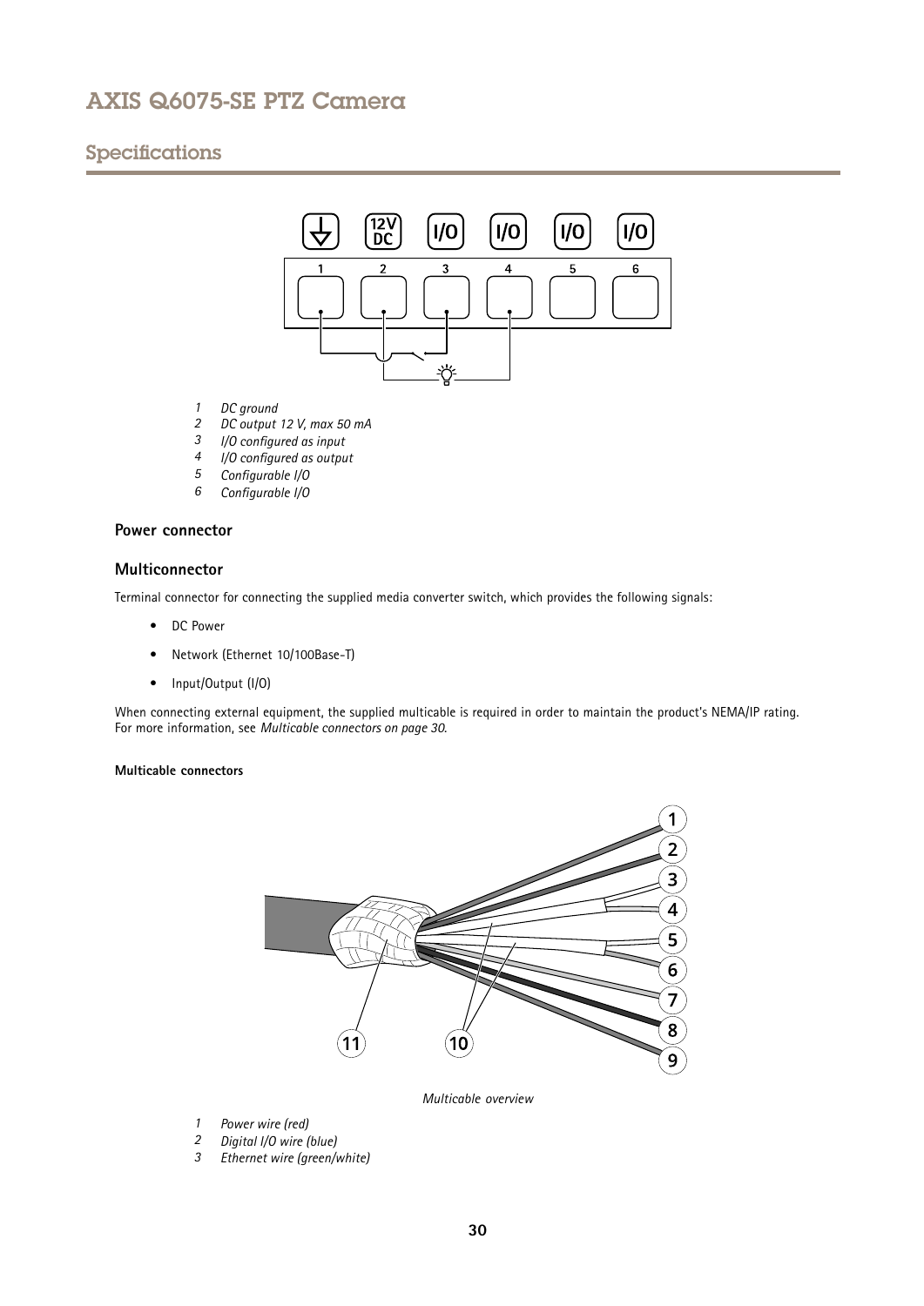## Specifications

1. *DC ground*
2. *DC output 12 V, max 50 mA*
3. *I/O configured as input*
4. *I/O configured as output*
5. *Configurable I/O*
6. *Configurable I/O*

### Power connector

### Multiconnector

Terminal connector for connecting the supplied media converter switch, which provides the following signals:

- DC Power
- Network (Ethernet 10/100Base-T)
- Input/Output (I/O)

When connecting external equipment, the supplied multicable is required in order to maintain the product's NEMA/IP rating. For more information, see *Multicable connectors on page 30*.

#### Multicable connectors

*Multicable overview*

1. *Power wire (red)*
2. *Digital I/O wire (blue)*
3. *Ethernet wire (green/white)*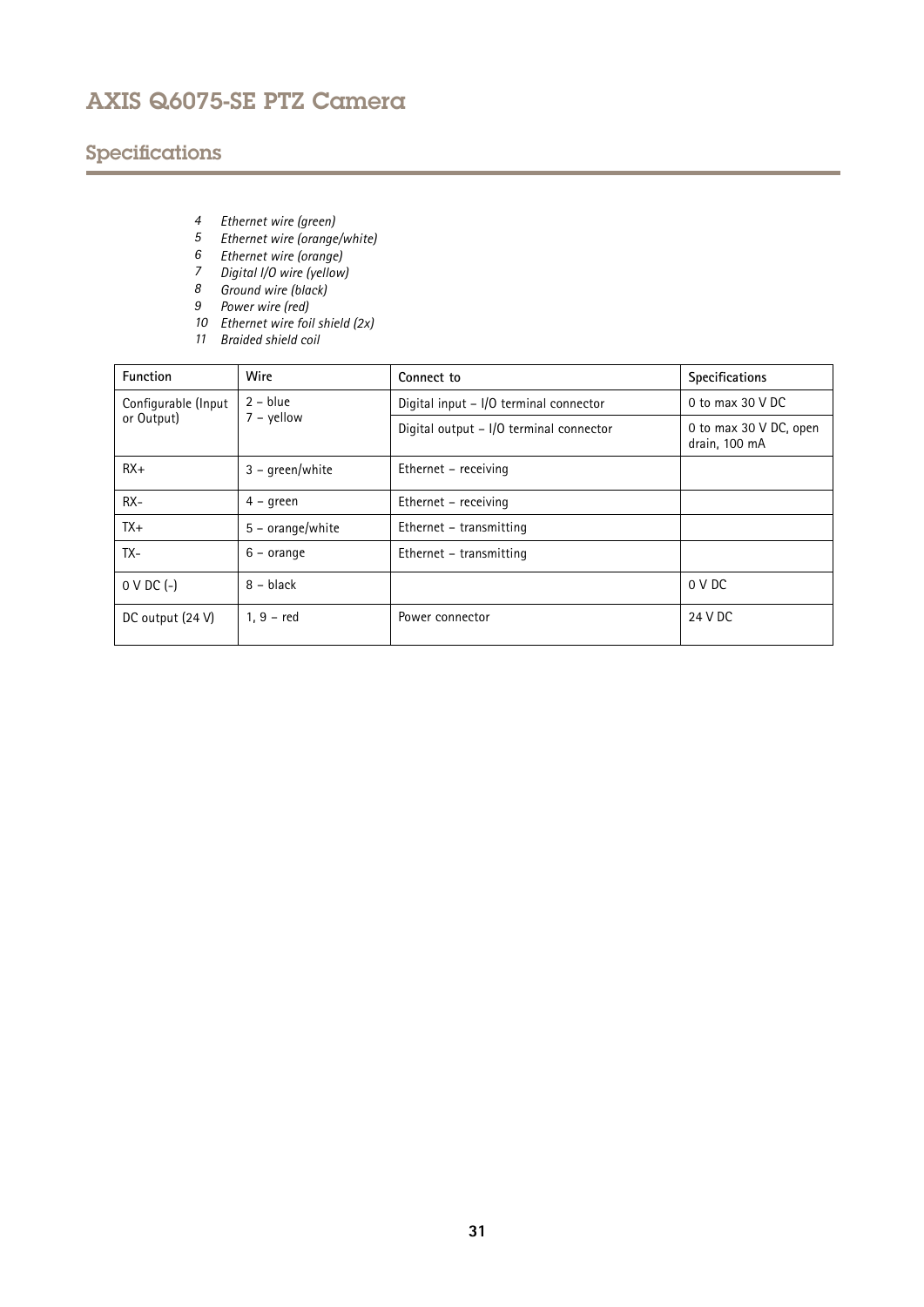4 *Ethernet wire (green)*
5 *Ethernet wire (orange/white)*
6 *Ethernet wire (orange)*
7 *Digital I/O wire (yellow)*
8 *Ground wire (black)*
9 *Power wire (red)*
10 *Ethernet wire foil shield (2x)*
11 *Braided shield coil*

| Function | Wire | Connect to | Specifications |
|---|---|---|---|
| Configurable (Input or Output) | 2 – blue<br>7 – yellow | Digital input – I/O terminal connector | 0 to max 30 V DC |
| | | Digital output – I/O terminal connector | 0 to max 30 V DC, open drain, 100 mA |
| RX+ | 3 – green/white | Ethernet – receiving | |
| RX- | 4 – green | Ethernet – receiving | |
| TX+ | 5 – orange/white | Ethernet – transmitting | |
| TX- | 6 – orange | Ethernet – transmitting | |
| 0 V DC (-) | 8 – black | | 0 V DC |
| DC output (24 V) | 1, 9 – red | Power connector | 24 V DC |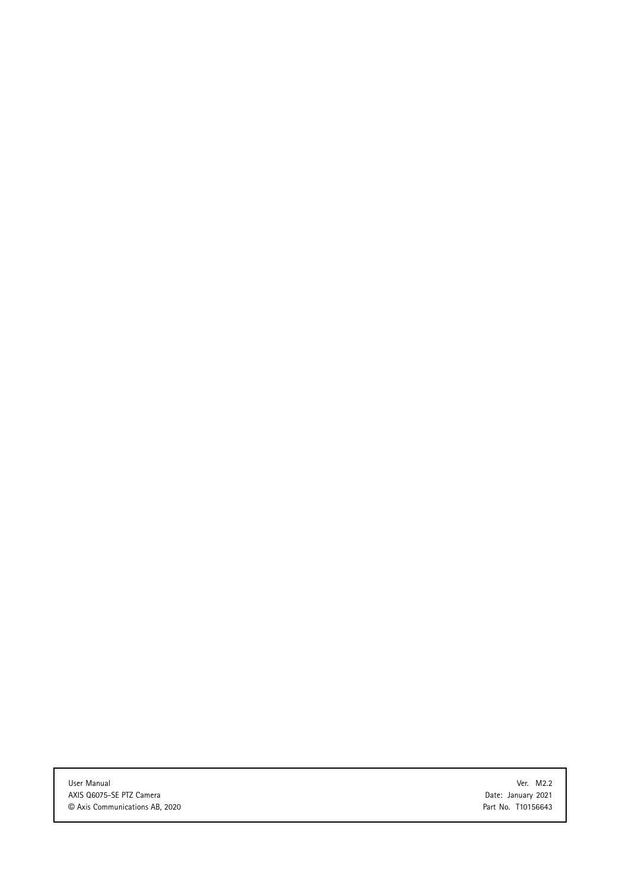User Manual
AXIS Q6075-SE PTZ Camera
© Axis Communications AB, 2020

Ver. M2.2
Date: January 2021
Part No. T10156643